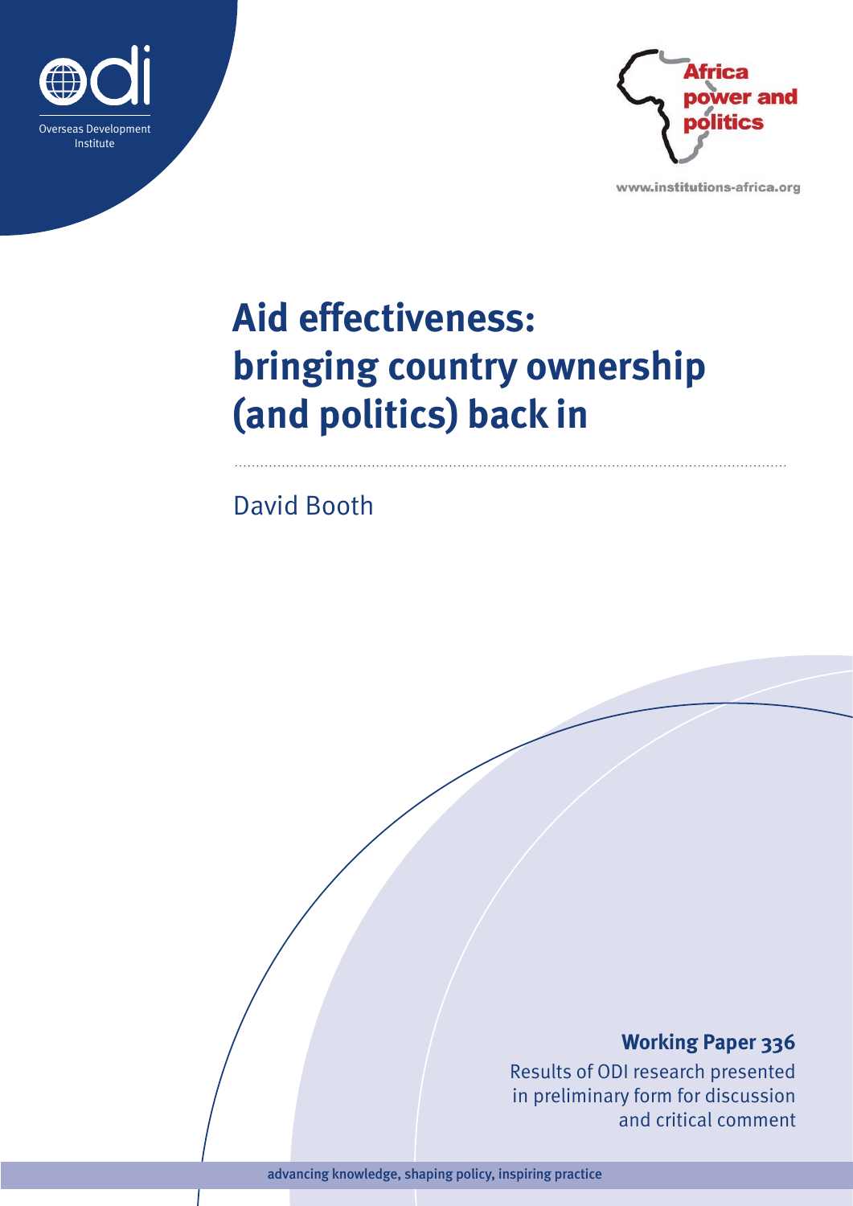Overseas Development Institute

Africa power and politics

www.institutions-africa.org

# Aid effectiveness: bringing country ownership (and politics) back in

David Booth

**Working Paper 336**

Results of ODI research presented in preliminary form for discussion and critical comment

**advancing knowledge, shaping policy, inspiring practice**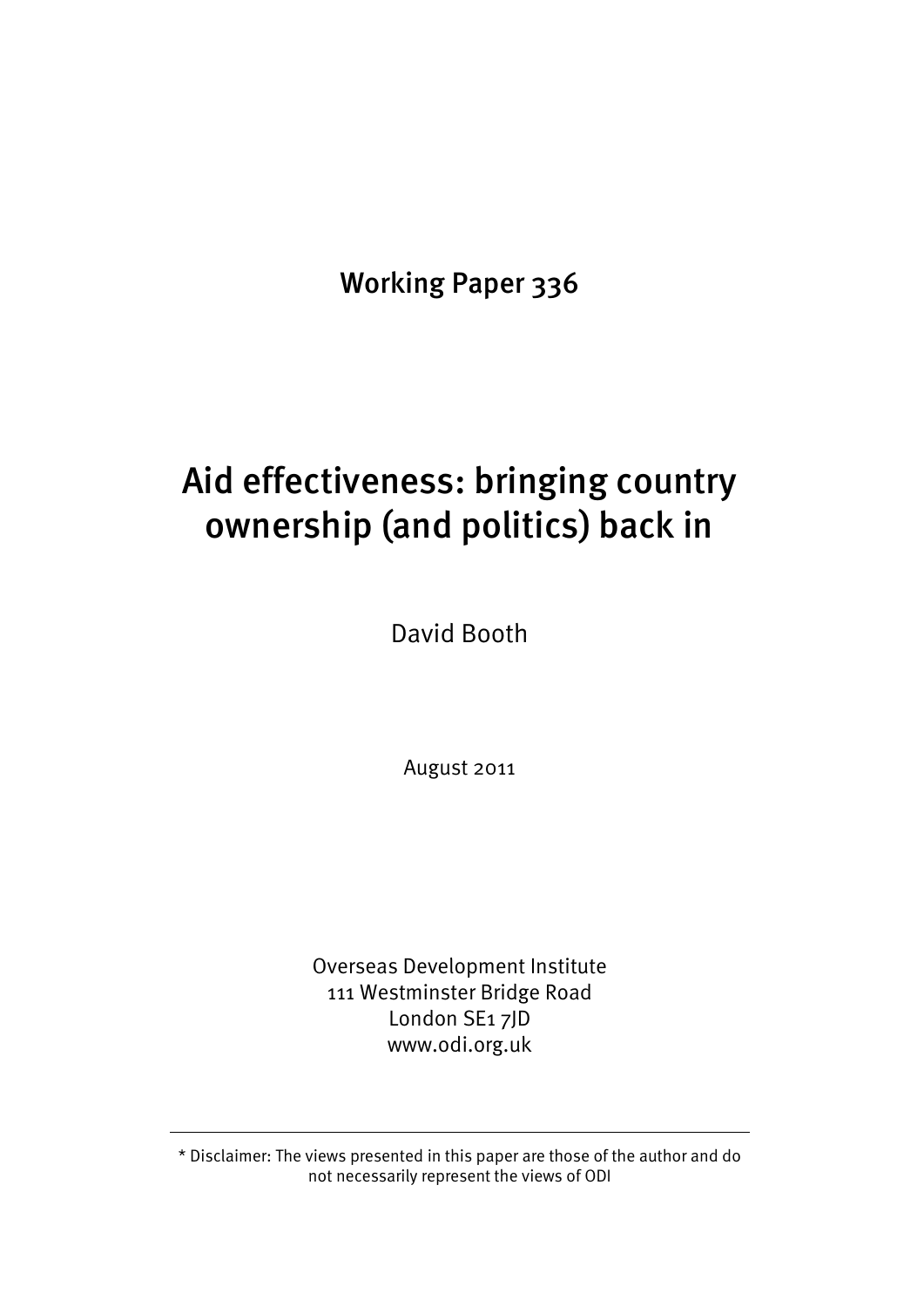Working Paper 336

# Aid effectiveness: bringing country ownership (and politics) back in

David Booth

August 2011

Overseas Development Institute
111 Westminster Bridge Road
London SE1 7JD
www.odi.org.uk

---

* Disclaimer: The views presented in this paper are those of the author and do not necessarily represent the views of ODI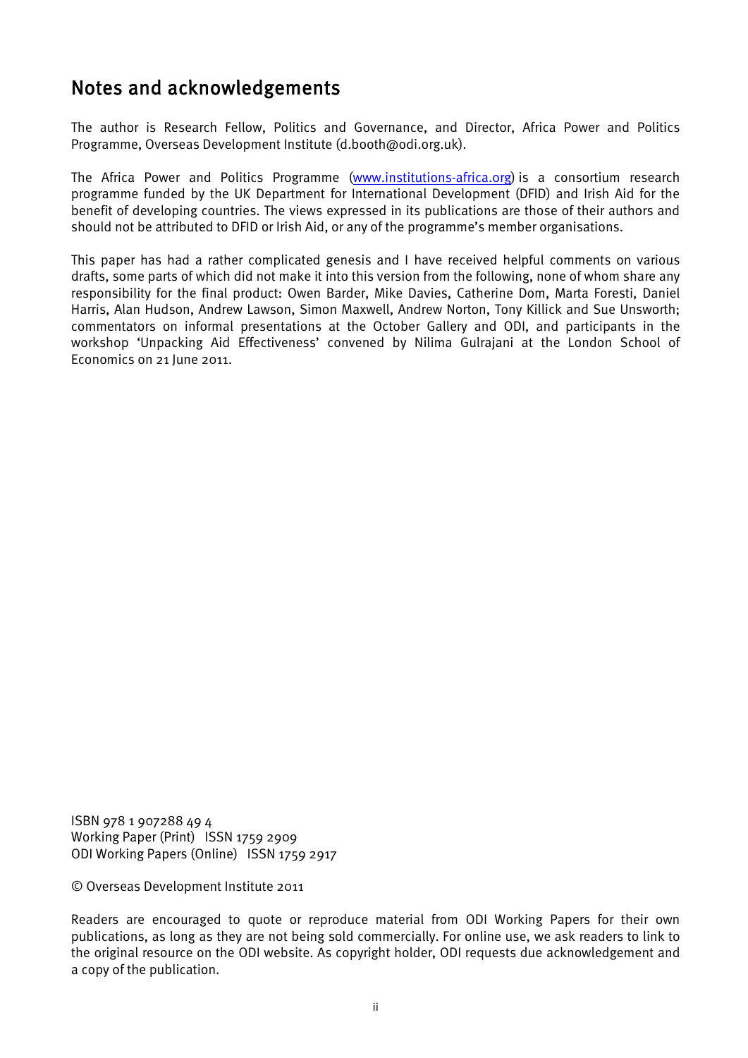## Notes and acknowledgements

The author is Research Fellow, Politics and Governance, and Director, Africa Power and Politics Programme, Overseas Development Institute (d.booth@odi.org.uk).

The Africa Power and Politics Programme ([www.institutions-africa.org](http://www.institutions-africa.org)) is a consortium research programme funded by the UK Department for International Development (DFID) and Irish Aid for the benefit of developing countries. The views expressed in its publications are those of their authors and should not be attributed to DFID or Irish Aid, or any of the programme's member organisations.

This paper has had a rather complicated genesis and I have received helpful comments on various drafts, some parts of which did not make it into this version from the following, none of whom share any responsibility for the final product: Owen Barder, Mike Davies, Catherine Dom, Marta Foresti, Daniel Harris, Alan Hudson, Andrew Lawson, Simon Maxwell, Andrew Norton, Tony Killick and Sue Unsworth; commentators on informal presentations at the October Gallery and ODI, and participants in the workshop 'Unpacking Aid Effectiveness' convened by Nilima Gulrajani at the London School of Economics on 21 June 2011.

ISBN 978 1 907288 49 4
Working Paper (Print) ISSN 1759 2909
ODI Working Papers (Online) ISSN 1759 2917

© Overseas Development Institute 2011

Readers are encouraged to quote or reproduce material from ODI Working Papers for their own publications, as long as they are not being sold commercially. For online use, we ask readers to link to the original resource on the ODI website. As copyright holder, ODI requests due acknowledgement and a copy of the publication.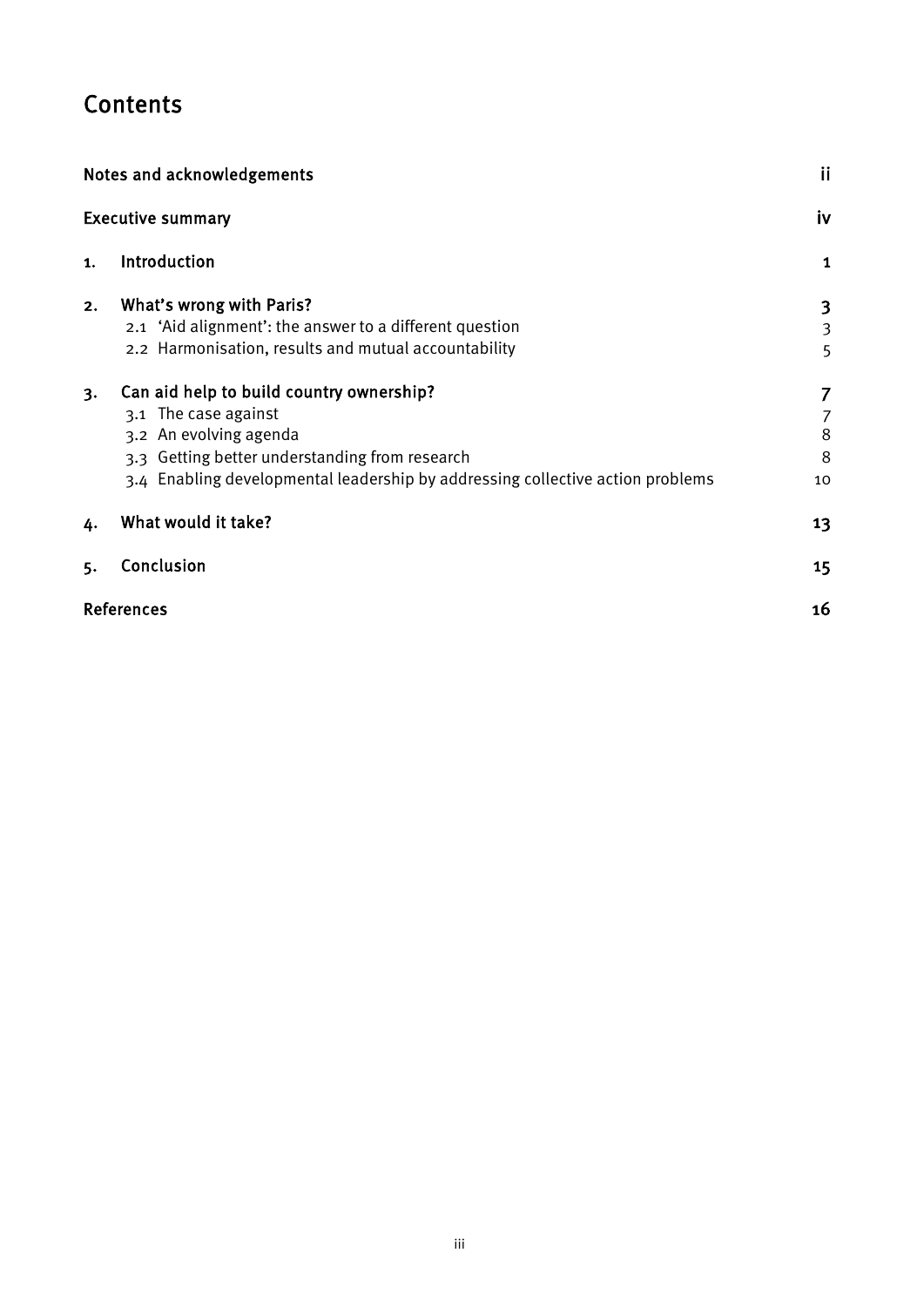# Contents

| | |
|---|---|
| Notes and acknowledgements | ii |
| Executive summary | iv |
| 1. Introduction | 1 |
| 2. What's wrong with Paris? | 3 |
| 2.1 'Aid alignment': the answer to a different question | 3 |
| 2.2 Harmonisation, results and mutual accountability | 5 |
| 3. Can aid help to build country ownership? | 7 |
| 3.1 The case against | 7 |
| 3.2 An evolving agenda | 8 |
| 3.3 Getting better understanding from research | 8 |
| 3.4 Enabling developmental leadership by addressing collective action problems | 10 |
| 4. What would it take? | 13 |
| 5. Conclusion | 15 |
| References | 16 |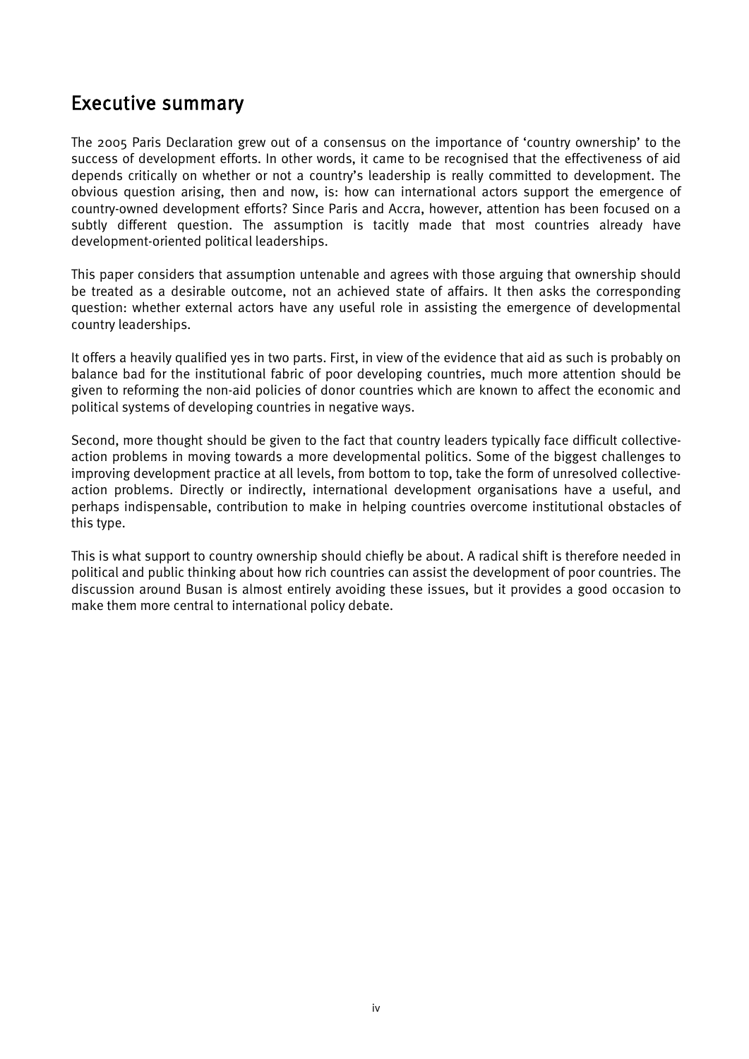## Executive summary

The 2005 Paris Declaration grew out of a consensus on the importance of 'country ownership' to the success of development efforts. In other words, it came to be recognised that the effectiveness of aid depends critically on whether or not a country's leadership is really committed to development. The obvious question arising, then and now, is: how can international actors support the emergence of country-owned development efforts? Since Paris and Accra, however, attention has been focused on a subtly different question. The assumption is tacitly made that most countries already have development-oriented political leaderships.

This paper considers that assumption untenable and agrees with those arguing that ownership should be treated as a desirable outcome, not an achieved state of affairs. It then asks the corresponding question: whether external actors have any useful role in assisting the emergence of developmental country leaderships.

It offers a heavily qualified yes in two parts. First, in view of the evidence that aid as such is probably on balance bad for the institutional fabric of poor developing countries, much more attention should be given to reforming the non-aid policies of donor countries which are known to affect the economic and political systems of developing countries in negative ways.

Second, more thought should be given to the fact that country leaders typically face difficult collective-action problems in moving towards a more developmental politics. Some of the biggest challenges to improving development practice at all levels, from bottom to top, take the form of unresolved collective-action problems. Directly or indirectly, international development organisations have a useful, and perhaps indispensable, contribution to make in helping countries overcome institutional obstacles of this type.

This is what support to country ownership should chiefly be about. A radical shift is therefore needed in political and public thinking about how rich countries can assist the development of poor countries. The discussion around Busan is almost entirely avoiding these issues, but it provides a good occasion to make them more central to international policy debate.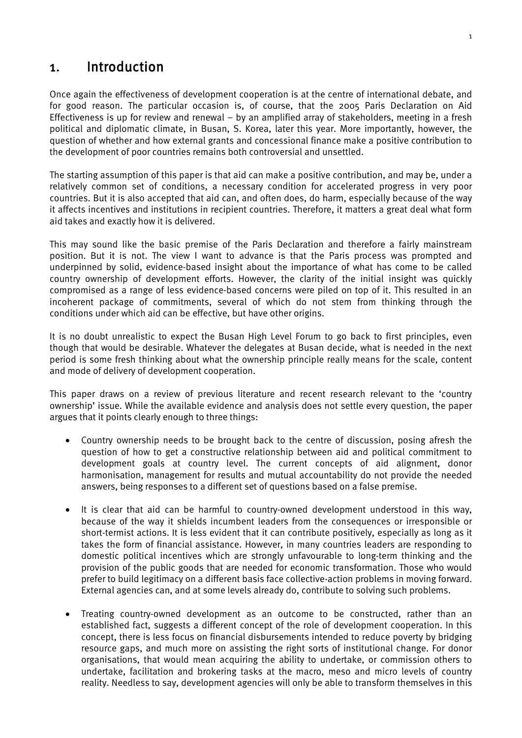# 1. Introduction

Once again the effectiveness of development cooperation is at the centre of international debate, and for good reason. The particular occasion is, of course, that the 2005 Paris Declaration on Aid Effectiveness is up for review and renewal – by an amplified array of stakeholders, meeting in a fresh political and diplomatic climate, in Busan, S. Korea, later this year. More importantly, however, the question of whether and how external grants and concessional finance make a positive contribution to the development of poor countries remains both controversial and unsettled.

The starting assumption of this paper is that aid can make a positive contribution, and may be, under a relatively common set of conditions, a necessary condition for accelerated progress in very poor countries. But it is also accepted that aid can, and often does, do harm, especially because of the way it affects incentives and institutions in recipient countries. Therefore, it matters a great deal what form aid takes and exactly how it is delivered.

This may sound like the basic premise of the Paris Declaration and therefore a fairly mainstream position. But it is not. The view I want to advance is that the Paris process was prompted and underpinned by solid, evidence-based insight about the importance of what has come to be called country ownership of development efforts. However, the clarity of the initial insight was quickly compromised as a range of less evidence-based concerns were piled on top of it. This resulted in an incoherent package of commitments, several of which do not stem from thinking through the conditions under which aid can be effective, but have other origins.

It is no doubt unrealistic to expect the Busan High Level Forum to go back to first principles, even though that would be desirable. Whatever the delegates at Busan decide, what is needed in the next period is some fresh thinking about what the ownership principle really means for the scale, content and mode of delivery of development cooperation.

This paper draws on a review of previous literature and recent research relevant to the 'country ownership' issue. While the available evidence and analysis does not settle every question, the paper argues that it points clearly enough to three things:

- Country ownership needs to be brought back to the centre of discussion, posing afresh the question of how to get a constructive relationship between aid and political commitment to development goals at country level. The current concepts of aid alignment, donor harmonisation, management for results and mutual accountability do not provide the needed answers, being responses to a different set of questions based on a false premise.

- It is clear that aid can be harmful to country-owned development understood in this way, because of the way it shields incumbent leaders from the consequences or irresponsible or short-termist actions. It is less evident that it can contribute positively, especially as long as it takes the form of financial assistance. However, in many countries leaders are responding to domestic political incentives which are strongly unfavourable to long-term thinking and the provision of the public goods that are needed for economic transformation. Those who would prefer to build legitimacy on a different basis face collective-action problems in moving forward. External agencies can, and at some levels already do, contribute to solving such problems.

- Treating country-owned development as an outcome to be constructed, rather than an established fact, suggests a different concept of the role of development cooperation. In this concept, there is less focus on financial disbursements intended to reduce poverty by bridging resource gaps, and much more on assisting the right sorts of institutional change. For donor organisations, that would mean acquiring the ability to undertake, or commission others to undertake, facilitation and brokering tasks at the macro, meso and micro levels of country reality. Needless to say, development agencies will only be able to transform themselves in this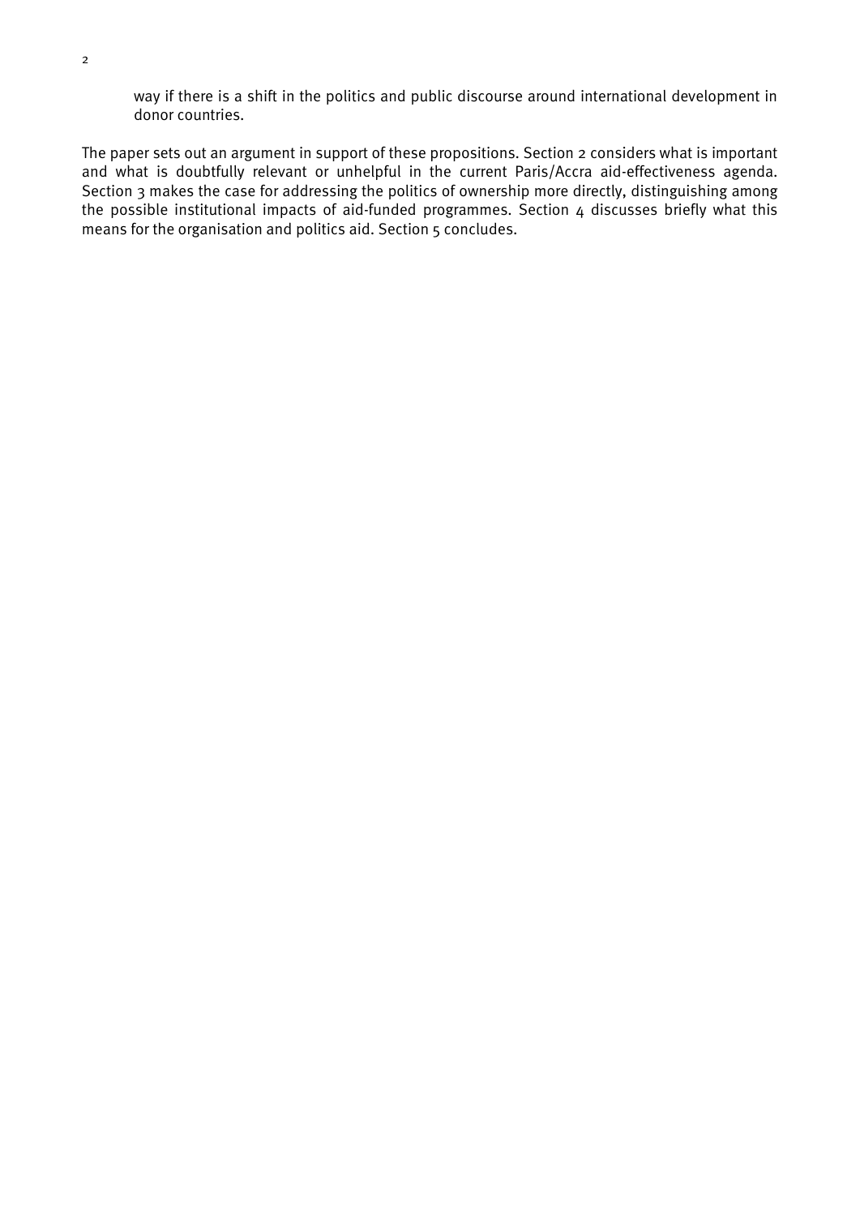way if there is a shift in the politics and public discourse around international development in donor countries.

The paper sets out an argument in support of these propositions. Section 2 considers what is important and what is doubtfully relevant or unhelpful in the current Paris/Accra aid-effectiveness agenda. Section 3 makes the case for addressing the politics of ownership more directly, distinguishing among the possible institutional impacts of aid-funded programmes. Section 4 discusses briefly what this means for the organisation and politics aid. Section 5 concludes.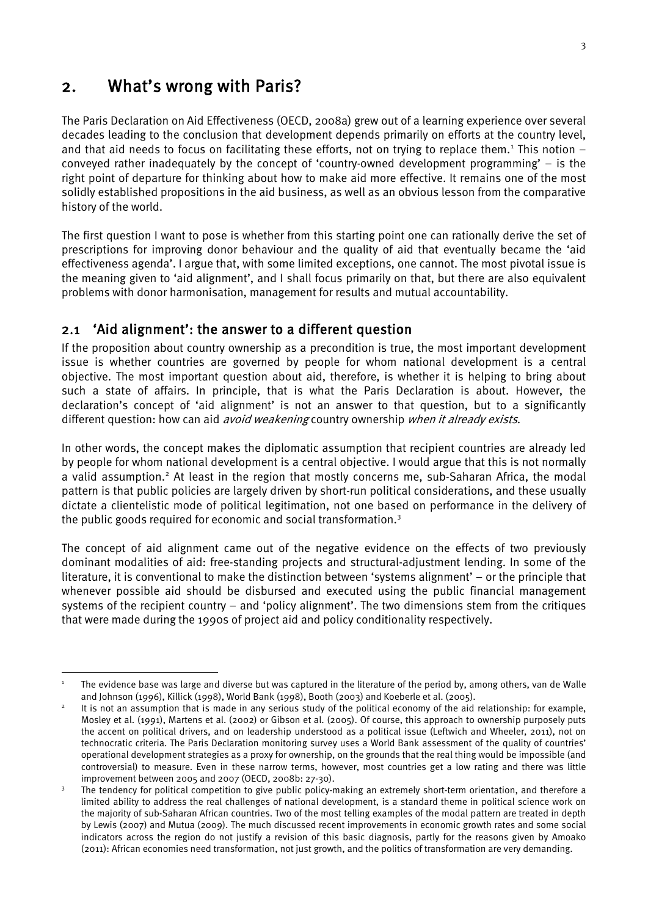## 2. What's wrong with Paris?

The Paris Declaration on Aid Effectiveness (OECD, 2008a) grew out of a learning experience over several decades leading to the conclusion that development depends primarily on efforts at the country level, and that aid needs to focus on facilitating these efforts, not on trying to replace them.[1] This notion – conveyed rather inadequately by the concept of 'country-owned development programming' – is the right point of departure for thinking about how to make aid more effective. It remains one of the most solidly established propositions in the aid business, as well as an obvious lesson from the comparative history of the world.

The first question I want to pose is whether from this starting point one can rationally derive the set of prescriptions for improving donor behaviour and the quality of aid that eventually became the 'aid effectiveness agenda'. I argue that, with some limited exceptions, one cannot. The most pivotal issue is the meaning given to 'aid alignment', and I shall focus primarily on that, but there are also equivalent problems with donor harmonisation, management for results and mutual accountability.

### 2.1 'Aid alignment': the answer to a different question

If the proposition about country ownership as a precondition is true, the most important development issue is whether countries are governed by people for whom national development is a central objective. The most important question about aid, therefore, is whether it is helping to bring about such a state of affairs. In principle, that is what the Paris Declaration is about. However, the declaration's concept of 'aid alignment' is not an answer to that question, but to a significantly different question: how can aid *avoid weakening* country ownership *when it already exists*.

In other words, the concept makes the diplomatic assumption that recipient countries are already led by people for whom national development is a central objective. I would argue that this is not normally a valid assumption.[2] At least in the region that mostly concerns me, sub-Saharan Africa, the modal pattern is that public policies are largely driven by short-run political considerations, and these usually dictate a clientelistic mode of political legitimation, not one based on performance in the delivery of the public goods required for economic and social transformation.[3]

The concept of aid alignment came out of the negative evidence on the effects of two previously dominant modalities of aid: free-standing projects and structural-adjustment lending. In some of the literature, it is conventional to make the distinction between 'systems alignment' – or the principle that whenever possible aid should be disbursed and executed using the public financial management systems of the recipient country – and 'policy alignment'. The two dimensions stem from the critiques that were made during the 1990s of project aid and policy conditionality respectively.

---

[1] The evidence base was large and diverse but was captured in the literature of the period by, among others, van de Walle and Johnson (1996), Killick (1998), World Bank (1998), Booth (2003) and Koeberle et al. (2005).

[2] It is not an assumption that is made in any serious study of the political economy of the aid relationship: for example, Mosley et al. (1991), Martens et al. (2002) or Gibson et al. (2005). Of course, this approach to ownership purposely puts the accent on political drivers, and on leadership understood as a political issue (Leftwich and Wheeler, 2011), not on technocratic criteria. The Paris Declaration monitoring survey uses a World Bank assessment of the quality of countries' operational development strategies as a proxy for ownership, on the grounds that the real thing would be impossible (and controversial) to measure. Even in these narrow terms, however, most countries get a low rating and there was little improvement between 2005 and 2007 (OECD, 2008b: 27-30).

[3] The tendency for political competition to give public policy-making an extremely short-term orientation, and therefore a limited ability to address the real challenges of national development, is a standard theme in political science work on the majority of sub-Saharan African countries. Two of the most telling examples of the modal pattern are treated in depth by Lewis (2007) and Mutua (2009). The much discussed recent improvements in economic growth rates and some social indicators across the region do not justify a revision of this basic diagnosis, partly for the reasons given by Amoako (2011): African economies need transformation, not just growth, and the politics of transformation are very demanding.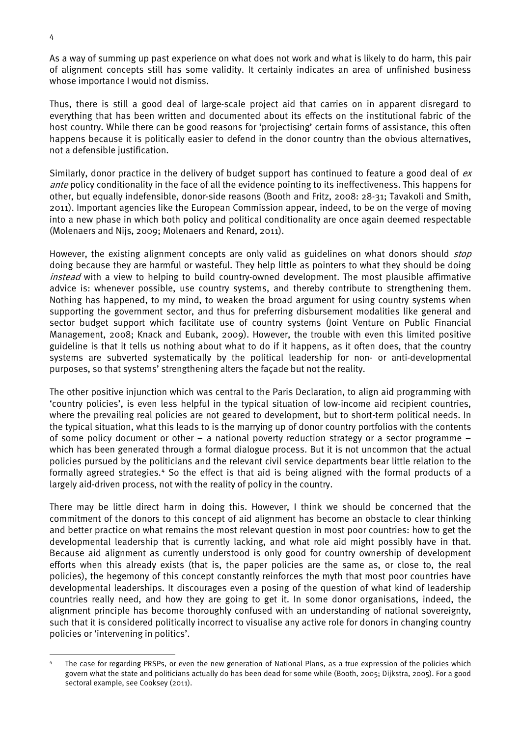As a way of summing up past experience on what does not work and what is likely to do harm, this pair of alignment concepts still has some validity. It certainly indicates an area of unfinished business whose importance I would not dismiss.

Thus, there is still a good deal of large-scale project aid that carries on in apparent disregard to everything that has been written and documented about its effects on the institutional fabric of the host country. While there can be good reasons for 'projectising' certain forms of assistance, this often happens because it is politically easier to defend in the donor country than the obvious alternatives, not a defensible justification.

Similarly, donor practice in the delivery of budget support has continued to feature a good deal of *ex ante* policy conditionality in the face of all the evidence pointing to its ineffectiveness. This happens for other, but equally indefensible, donor-side reasons (Booth and Fritz, 2008: 28-31; Tavakoli and Smith, 2011). Important agencies like the European Commission appear, indeed, to be on the verge of moving into a new phase in which both policy and political conditionality are once again deemed respectable (Molenaers and Nijs, 2009; Molenaers and Renard, 2011).

However, the existing alignment concepts are only valid as guidelines on what donors should *stop* doing because they are harmful or wasteful. They help little as pointers to what they should be doing *instead* with a view to helping to build country-owned development. The most plausible affirmative advice is: whenever possible, use country systems, and thereby contribute to strengthening them. Nothing has happened, to my mind, to weaken the broad argument for using country systems when supporting the government sector, and thus for preferring disbursement modalities like general and sector budget support which facilitate use of country systems (Joint Venture on Public Financial Management, 2008; Knack and Eubank, 2009). However, the trouble with even this limited positive guideline is that it tells us nothing about what to do if it happens, as it often does, that the country systems are subverted systematically by the political leadership for non- or anti-developmental purposes, so that systems' strengthening alters the façade but not the reality.

The other positive injunction which was central to the Paris Declaration, to align aid programming with 'country policies', is even less helpful in the typical situation of low-income aid recipient countries, where the prevailing real policies are not geared to development, but to short-term political needs. In the typical situation, what this leads to is the marrying up of donor country portfolios with the contents of some policy document or other – a national poverty reduction strategy or a sector programme – which has been generated through a formal dialogue process. But it is not uncommon that the actual policies pursued by the politicians and the relevant civil service departments bear little relation to the formally agreed strategies.[4] So the effect is that aid is being aligned with the formal products of a largely aid-driven process, not with the reality of policy in the country.

There may be little direct harm in doing this. However, I think we should be concerned that the commitment of the donors to this concept of aid alignment has become an obstacle to clear thinking and better practice on what remains the most relevant question in most poor countries: how to get the developmental leadership that is currently lacking, and what role aid might possibly have in that. Because aid alignment as currently understood is only good for country ownership of development efforts when this already exists (that is, the paper policies are the same as, or close to, the real policies), the hegemony of this concept constantly reinforces the myth that most poor countries have developmental leaderships. It discourages even a posing of the question of what kind of leadership countries really need, and how they are going to get it. In some donor organisations, indeed, the alignment principle has become thoroughly confused with an understanding of national sovereignty, such that it is considered politically incorrect to visualise any active role for donors in changing country policies or 'intervening in politics'.

---

[4] The case for regarding PRSPs, or even the new generation of National Plans, as a true expression of the policies which govern what the state and politicians actually do has been dead for some while (Booth, 2005; Dijkstra, 2005). For a good sectoral example, see Cooksey (2011).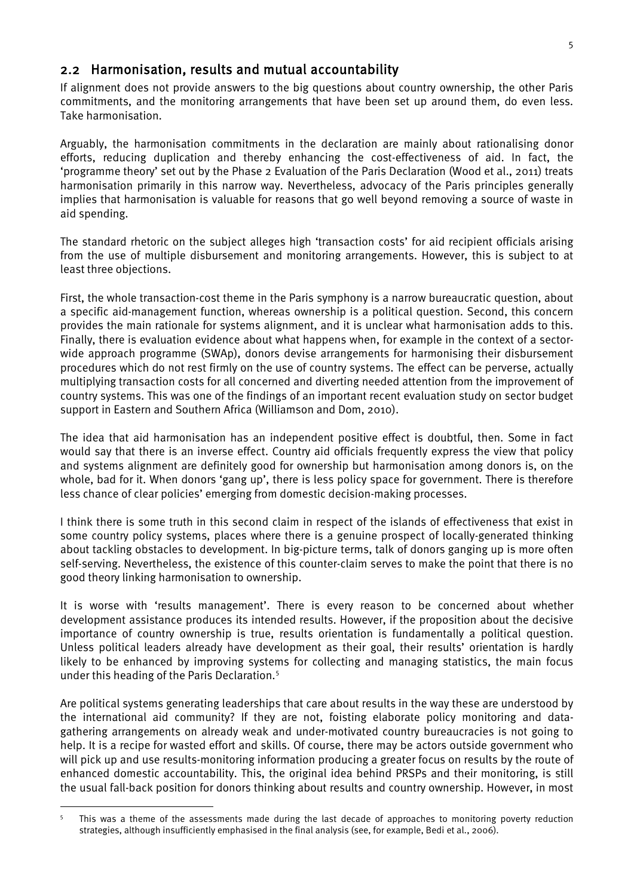## 2.2 Harmonisation, results and mutual accountability

If alignment does not provide answers to the big questions about country ownership, the other Paris commitments, and the monitoring arrangements that have been set up around them, do even less. Take harmonisation.

Arguably, the harmonisation commitments in the declaration are mainly about rationalising donor efforts, reducing duplication and thereby enhancing the cost-effectiveness of aid. In fact, the 'programme theory' set out by the Phase 2 Evaluation of the Paris Declaration (Wood et al., 2011) treats harmonisation primarily in this narrow way. Nevertheless, advocacy of the Paris principles generally implies that harmonisation is valuable for reasons that go well beyond removing a source of waste in aid spending.

The standard rhetoric on the subject alleges high 'transaction costs' for aid recipient officials arising from the use of multiple disbursement and monitoring arrangements. However, this is subject to at least three objections.

First, the whole transaction-cost theme in the Paris symphony is a narrow bureaucratic question, about a specific aid-management function, whereas ownership is a political question. Second, this concern provides the main rationale for systems alignment, and it is unclear what harmonisation adds to this. Finally, there is evaluation evidence about what happens when, for example in the context of a sector-wide approach programme (SWAp), donors devise arrangements for harmonising their disbursement procedures which do not rest firmly on the use of country systems. The effect can be perverse, actually multiplying transaction costs for all concerned and diverting needed attention from the improvement of country systems. This was one of the findings of an important recent evaluation study on sector budget support in Eastern and Southern Africa (Williamson and Dom, 2010).

The idea that aid harmonisation has an independent positive effect is doubtful, then. Some in fact would say that there is an inverse effect. Country aid officials frequently express the view that policy and systems alignment are definitely good for ownership but harmonisation among donors is, on the whole, bad for it. When donors 'gang up', there is less policy space for government. There is therefore less chance of clear policies' emerging from domestic decision-making processes.

I think there is some truth in this second claim in respect of the islands of effectiveness that exist in some country policy systems, places where there is a genuine prospect of locally-generated thinking about tackling obstacles to development. In big-picture terms, talk of donors ganging up is more often self-serving. Nevertheless, the existence of this counter-claim serves to make the point that there is no good theory linking harmonisation to ownership.

It is worse with 'results management'. There is every reason to be concerned about whether development assistance produces its intended results. However, if the proposition about the decisive importance of country ownership is true, results orientation is fundamentally a political question. Unless political leaders already have development as their goal, their results' orientation is hardly likely to be enhanced by improving systems for collecting and managing statistics, the main focus under this heading of the Paris Declaration.[5]

Are political systems generating leaderships that care about results in the way these are understood by the international aid community? If they are not, foisting elaborate policy monitoring and data-gathering arrangements on already weak and under-motivated country bureaucracies is not going to help. It is a recipe for wasted effort and skills. Of course, there may be actors outside government who will pick up and use results-monitoring information producing a greater focus on results by the route of enhanced domestic accountability. This, the original idea behind PRSPs and their monitoring, is still the usual fall-back position for donors thinking about results and country ownership. However, in most

[5] This was a theme of the assessments made during the last decade of approaches to monitoring poverty reduction strategies, although insufficiently emphasised in the final analysis (see, for example, Bedi et al., 2006).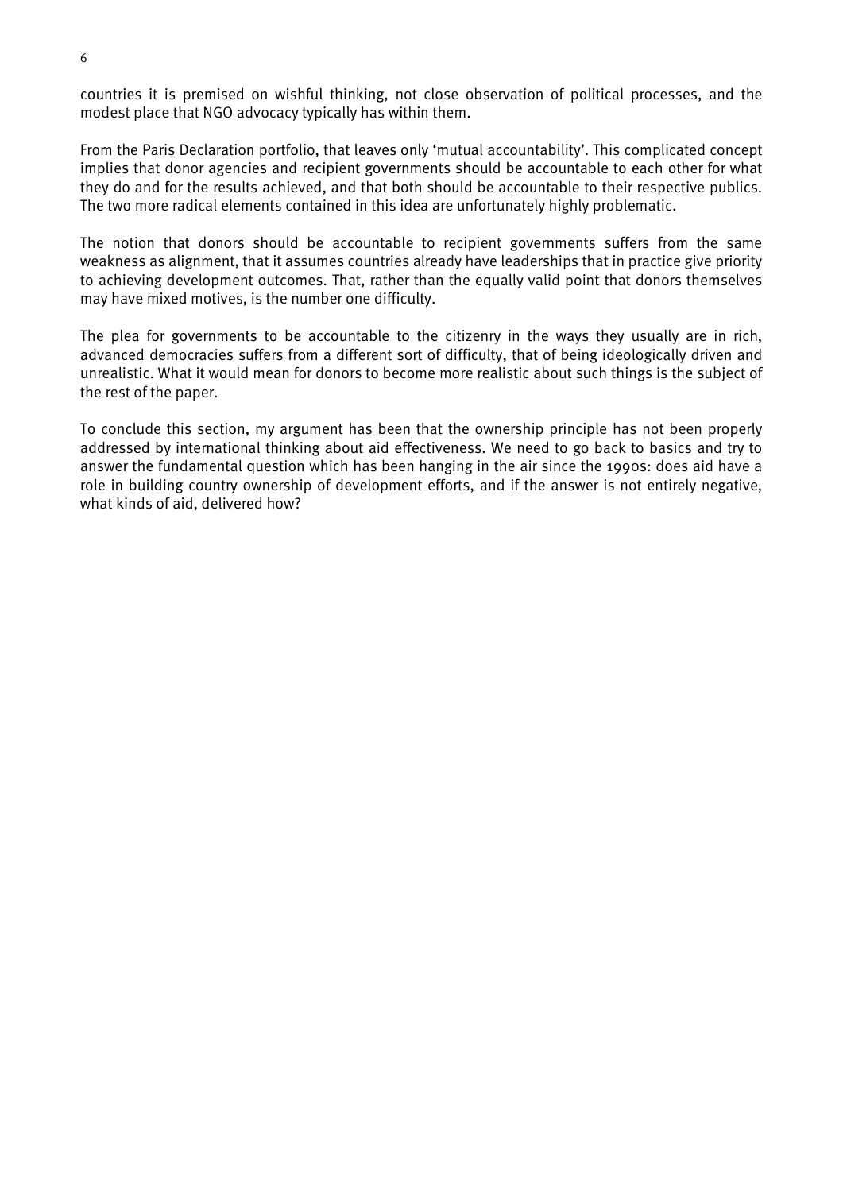countries it is premised on wishful thinking, not close observation of political processes, and the modest place that NGO advocacy typically has within them.

From the Paris Declaration portfolio, that leaves only 'mutual accountability'. This complicated concept implies that donor agencies and recipient governments should be accountable to each other for what they do and for the results achieved, and that both should be accountable to their respective publics. The two more radical elements contained in this idea are unfortunately highly problematic.

The notion that donors should be accountable to recipient governments suffers from the same weakness as alignment, that it assumes countries already have leaderships that in practice give priority to achieving development outcomes. That, rather than the equally valid point that donors themselves may have mixed motives, is the number one difficulty.

The plea for governments to be accountable to the citizenry in the ways they usually are in rich, advanced democracies suffers from a different sort of difficulty, that of being ideologically driven and unrealistic. What it would mean for donors to become more realistic about such things is the subject of the rest of the paper.

To conclude this section, my argument has been that the ownership principle has not been properly addressed by international thinking about aid effectiveness. We need to go back to basics and try to answer the fundamental question which has been hanging in the air since the 1990s: does aid have a role in building country ownership of development efforts, and if the answer is not entirely negative, what kinds of aid, delivered how?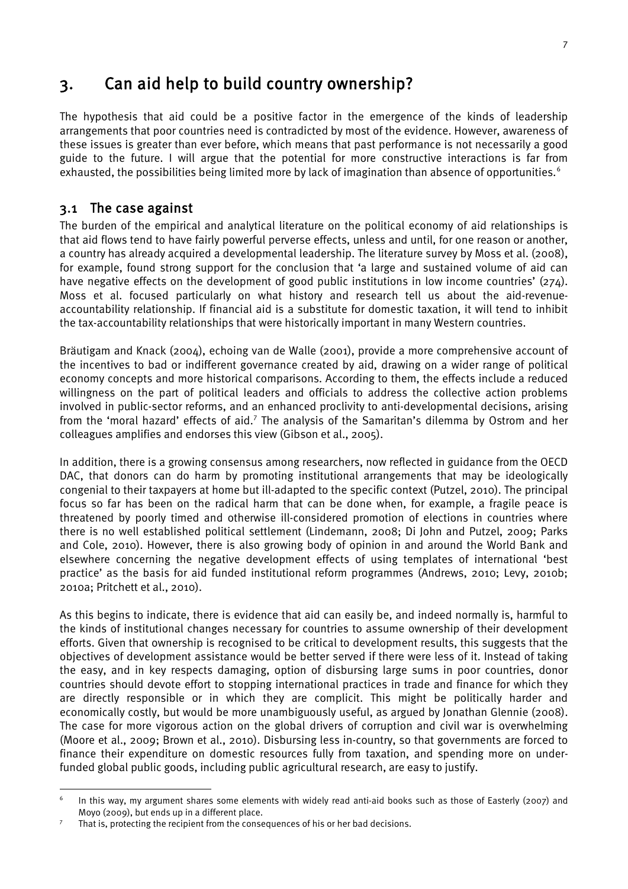# 3. Can aid help to build country ownership?

The hypothesis that aid could be a positive factor in the emergence of the kinds of leadership arrangements that poor countries need is contradicted by most of the evidence. However, awareness of these issues is greater than ever before, which means that past performance is not necessarily a good guide to the future. I will argue that the potential for more constructive interactions is far from exhausted, the possibilities being limited more by lack of imagination than absence of opportunities.[6]

## 3.1 The case against

The burden of the empirical and analytical literature on the political economy of aid relationships is that aid flows tend to have fairly powerful perverse effects, unless and until, for one reason or another, a country has already acquired a developmental leadership. The literature survey by Moss et al. (2008), for example, found strong support for the conclusion that 'a large and sustained volume of aid can have negative effects on the development of good public institutions in low income countries' (274). Moss et al. focused particularly on what history and research tell us about the aid-revenue-accountability relationship. If financial aid is a substitute for domestic taxation, it will tend to inhibit the tax-accountability relationships that were historically important in many Western countries.

Bräutigam and Knack (2004), echoing van de Walle (2001), provide a more comprehensive account of the incentives to bad or indifferent governance created by aid, drawing on a wider range of political economy concepts and more historical comparisons. According to them, the effects include a reduced willingness on the part of political leaders and officials to address the collective action problems involved in public-sector reforms, and an enhanced proclivity to anti-developmental decisions, arising from the 'moral hazard' effects of aid.[7] The analysis of the Samaritan's dilemma by Ostrom and her colleagues amplifies and endorses this view (Gibson et al., 2005).

In addition, there is a growing consensus among researchers, now reflected in guidance from the OECD DAC, that donors can do harm by promoting institutional arrangements that may be ideologically congenial to their taxpayers at home but ill-adapted to the specific context (Putzel, 2010). The principal focus so far has been on the radical harm that can be done when, for example, a fragile peace is threatened by poorly timed and otherwise ill-considered promotion of elections in countries where there is no well established political settlement (Lindemann, 2008; Di John and Putzel, 2009; Parks and Cole, 2010). However, there is also growing body of opinion in and around the World Bank and elsewhere concerning the negative development effects of using templates of international 'best practice' as the basis for aid funded institutional reform programmes (Andrews, 2010; Levy, 2010b; 2010a; Pritchett et al., 2010).

As this begins to indicate, there is evidence that aid can easily be, and indeed normally is, harmful to the kinds of institutional changes necessary for countries to assume ownership of their development efforts. Given that ownership is recognised to be critical to development results, this suggests that the objectives of development assistance would be better served if there were less of it. Instead of taking the easy, and in key respects damaging, option of disbursing large sums in poor countries, donor countries should devote effort to stopping international practices in trade and finance for which they are directly responsible or in which they are complicit. This might be politically harder and economically costly, but would be more unambiguously useful, as argued by Jonathan Glennie (2008). The case for more vigorous action on the global drivers of corruption and civil war is overwhelming (Moore et al., 2009; Brown et al., 2010). Disbursing less in-country, so that governments are forced to finance their expenditure on domestic resources fully from taxation, and spending more on under-funded global public goods, including public agricultural research, are easy to justify.

---

[6] In this way, my argument shares some elements with widely read anti-aid books such as those of Easterly (2007) and Moyo (2009), but ends up in a different place.

[7] That is, protecting the recipient from the consequences of his or her bad decisions.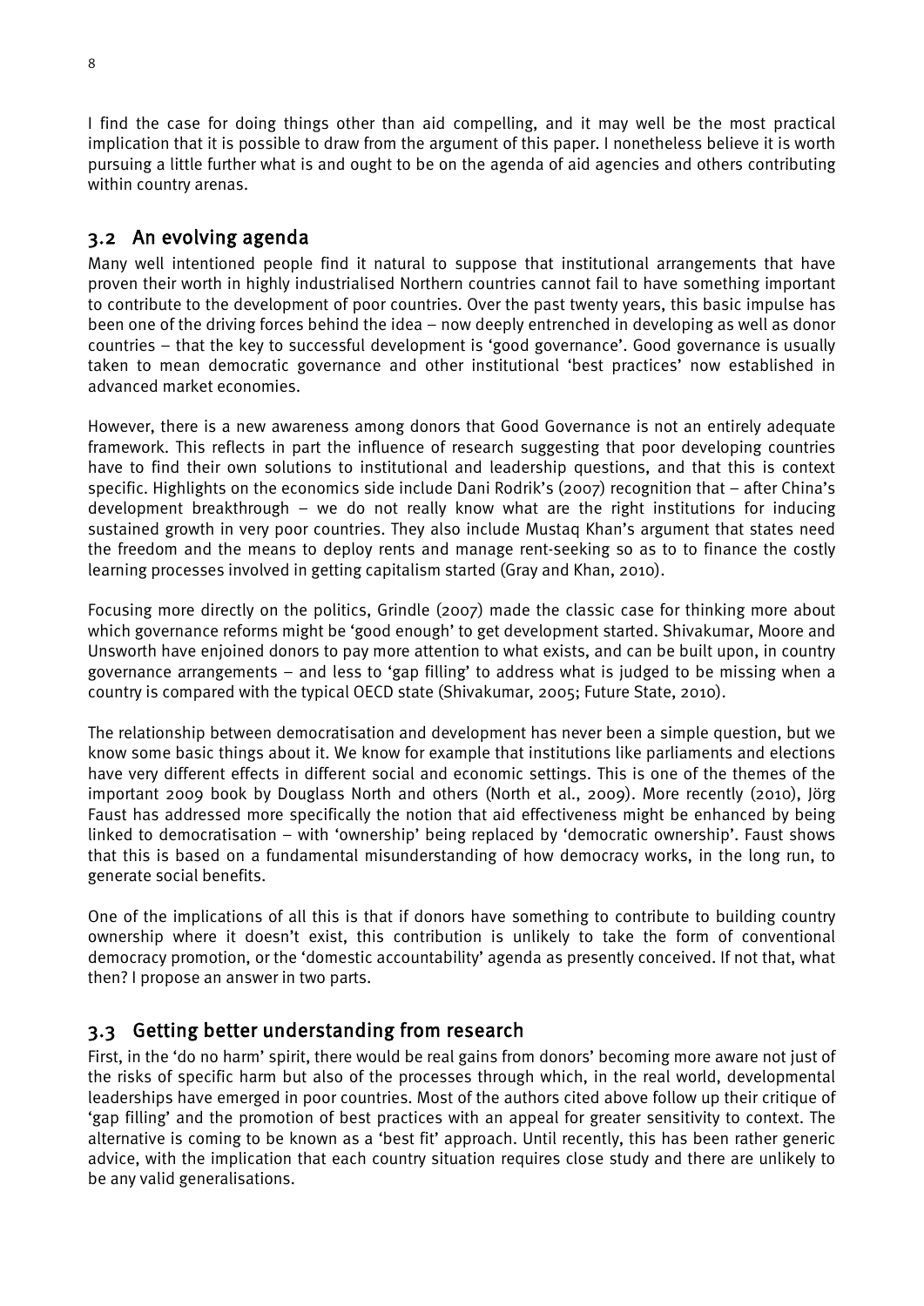I find the case for doing things other than aid compelling, and it may well be the most practical implication that it is possible to draw from the argument of this paper. I nonetheless believe it is worth pursuing a little further what is and ought to be on the agenda of aid agencies and others contributing within country arenas.

## 3.2 An evolving agenda

Many well intentioned people find it natural to suppose that institutional arrangements that have proven their worth in highly industrialised Northern countries cannot fail to have something important to contribute to the development of poor countries. Over the past twenty years, this basic impulse has been one of the driving forces behind the idea – now deeply entrenched in developing as well as donor countries – that the key to successful development is 'good governance'. Good governance is usually taken to mean democratic governance and other institutional 'best practices' now established in advanced market economies.

However, there is a new awareness among donors that Good Governance is not an entirely adequate framework. This reflects in part the influence of research suggesting that poor developing countries have to find their own solutions to institutional and leadership questions, and that this is context specific. Highlights on the economics side include Dani Rodrik's (2007) recognition that – after China's development breakthrough – we do not really know what are the right institutions for inducing sustained growth in very poor countries. They also include Mustaq Khan's argument that states need the freedom and the means to deploy rents and manage rent-seeking so as to to finance the costly learning processes involved in getting capitalism started (Gray and Khan, 2010).

Focusing more directly on the politics, Grindle (2007) made the classic case for thinking more about which governance reforms might be 'good enough' to get development started. Shivakumar, Moore and Unsworth have enjoined donors to pay more attention to what exists, and can be built upon, in country governance arrangements – and less to 'gap filling' to address what is judged to be missing when a country is compared with the typical OECD state (Shivakumar, 2005; Future State, 2010).

The relationship between democratisation and development has never been a simple question, but we know some basic things about it. We know for example that institutions like parliaments and elections have very different effects in different social and economic settings. This is one of the themes of the important 2009 book by Douglass North and others (North et al., 2009). More recently (2010), Jörg Faust has addressed more specifically the notion that aid effectiveness might be enhanced by being linked to democratisation – with 'ownership' being replaced by 'democratic ownership'. Faust shows that this is based on a fundamental misunderstanding of how democracy works, in the long run, to generate social benefits.

One of the implications of all this is that if donors have something to contribute to building country ownership where it doesn't exist, this contribution is unlikely to take the form of conventional democracy promotion, or the 'domestic accountability' agenda as presently conceived. If not that, what then? I propose an answer in two parts.

## 3.3 Getting better understanding from research

First, in the 'do no harm' spirit, there would be real gains from donors' becoming more aware not just of the risks of specific harm but also of the processes through which, in the real world, developmental leaderships have emerged in poor countries. Most of the authors cited above follow up their critique of 'gap filling' and the promotion of best practices with an appeal for greater sensitivity to context. The alternative is coming to be known as a 'best fit' approach. Until recently, this has been rather generic advice, with the implication that each country situation requires close study and there are unlikely to be any valid generalisations.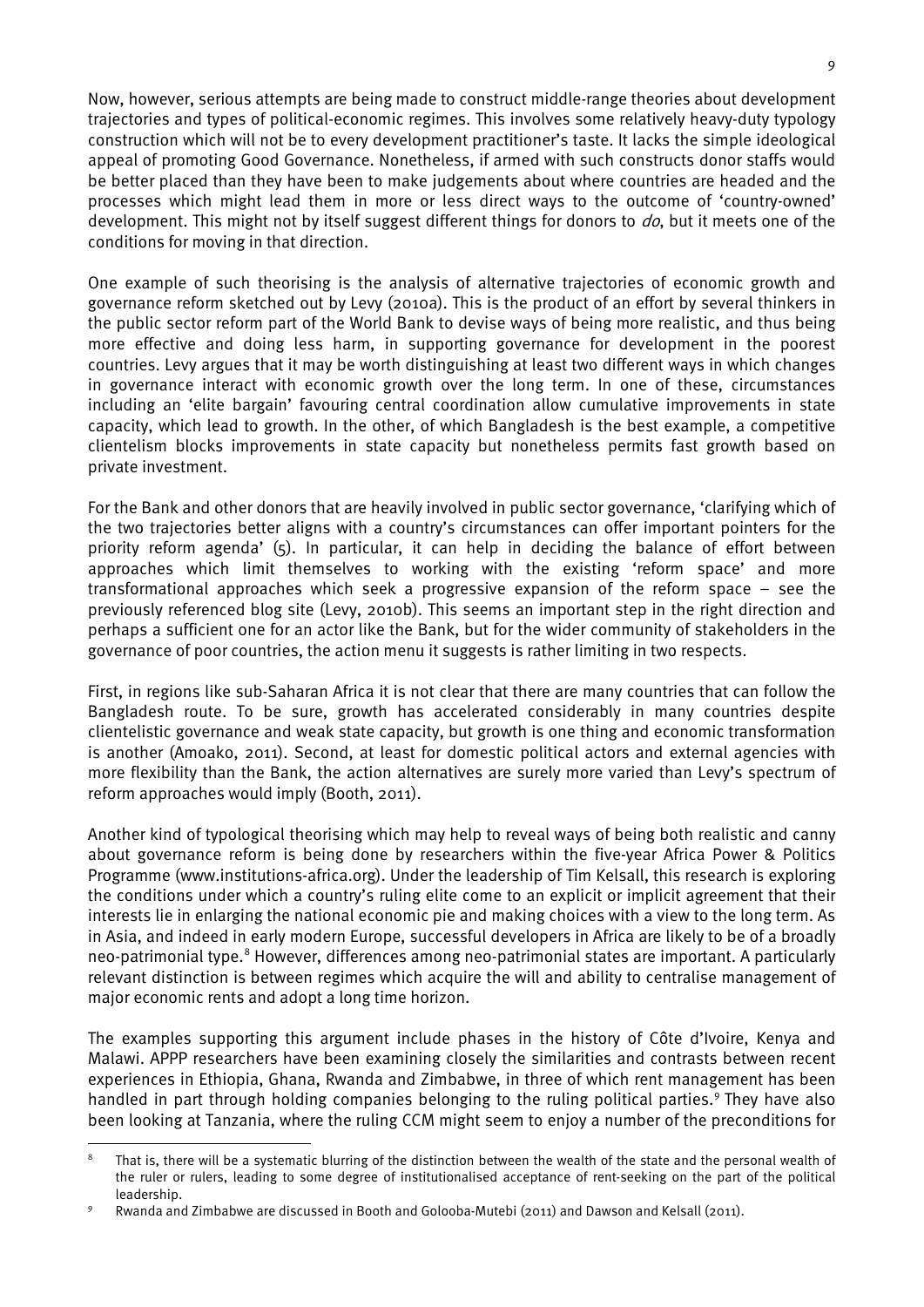Now, however, serious attempts are being made to construct middle-range theories about development trajectories and types of political-economic regimes. This involves some relatively heavy-duty typology construction which will not be to every development practitioner's taste. It lacks the simple ideological appeal of promoting Good Governance. Nonetheless, if armed with such constructs donor staffs would be better placed than they have been to make judgements about where countries are headed and the processes which might lead them in more or less direct ways to the outcome of 'country-owned' development. This might not by itself suggest different things for donors to *do*, but it meets one of the conditions for moving in that direction.

One example of such theorising is the analysis of alternative trajectories of economic growth and governance reform sketched out by Levy (2010a). This is the product of an effort by several thinkers in the public sector reform part of the World Bank to devise ways of being more realistic, and thus being more effective and doing less harm, in supporting governance for development in the poorest countries. Levy argues that it may be worth distinguishing at least two different ways in which changes in governance interact with economic growth over the long term. In one of these, circumstances including an 'elite bargain' favouring central coordination allow cumulative improvements in state capacity, which lead to growth. In the other, of which Bangladesh is the best example, a competitive clientelism blocks improvements in state capacity but nonetheless permits fast growth based on private investment.

For the Bank and other donors that are heavily involved in public sector governance, 'clarifying which of the two trajectories better aligns with a country's circumstances can offer important pointers for the priority reform agenda' (5). In particular, it can help in deciding the balance of effort between approaches which limit themselves to working with the existing 'reform space' and more transformational approaches which seek a progressive expansion of the reform space – see the previously referenced blog site (Levy, 2010b). This seems an important step in the right direction and perhaps a sufficient one for an actor like the Bank, but for the wider community of stakeholders in the governance of poor countries, the action menu it suggests is rather limiting in two respects.

First, in regions like sub-Saharan Africa it is not clear that there are many countries that can follow the Bangladesh route. To be sure, growth has accelerated considerably in many countries despite clientelistic governance and weak state capacity, but growth is one thing and economic transformation is another (Amoako, 2011). Second, at least for domestic political actors and external agencies with more flexibility than the Bank, the action alternatives are surely more varied than Levy's spectrum of reform approaches would imply (Booth, 2011).

Another kind of typological theorising which may help to reveal ways of being both realistic and canny about governance reform is being done by researchers within the five-year Africa Power & Politics Programme (www.institutions-africa.org). Under the leadership of Tim Kelsall, this research is exploring the conditions under which a country's ruling elite come to an explicit or implicit agreement that their interests lie in enlarging the national economic pie and making choices with a view to the long term. As in Asia, and indeed in early modern Europe, successful developers in Africa are likely to be of a broadly neo-patrimonial type.[8] However, differences among neo-patrimonial states are important. A particularly relevant distinction is between regimes which acquire the will and ability to centralise management of major economic rents and adopt a long time horizon.

The examples supporting this argument include phases in the history of Côte d'Ivoire, Kenya and Malawi. APPP researchers have been examining closely the similarities and contrasts between recent experiences in Ethiopia, Ghana, Rwanda and Zimbabwe, in three of which rent management has been handled in part through holding companies belonging to the ruling political parties.[9] They have also been looking at Tanzania, where the ruling CCM might seem to enjoy a number of the preconditions for

---

[8] That is, there will be a systematic blurring of the distinction between the wealth of the state and the personal wealth of the ruler or rulers, leading to some degree of institutionalised acceptance of rent-seeking on the part of the political leadership.

[9] Rwanda and Zimbabwe are discussed in Booth and Golooba-Mutebi (2011) and Dawson and Kelsall (2011).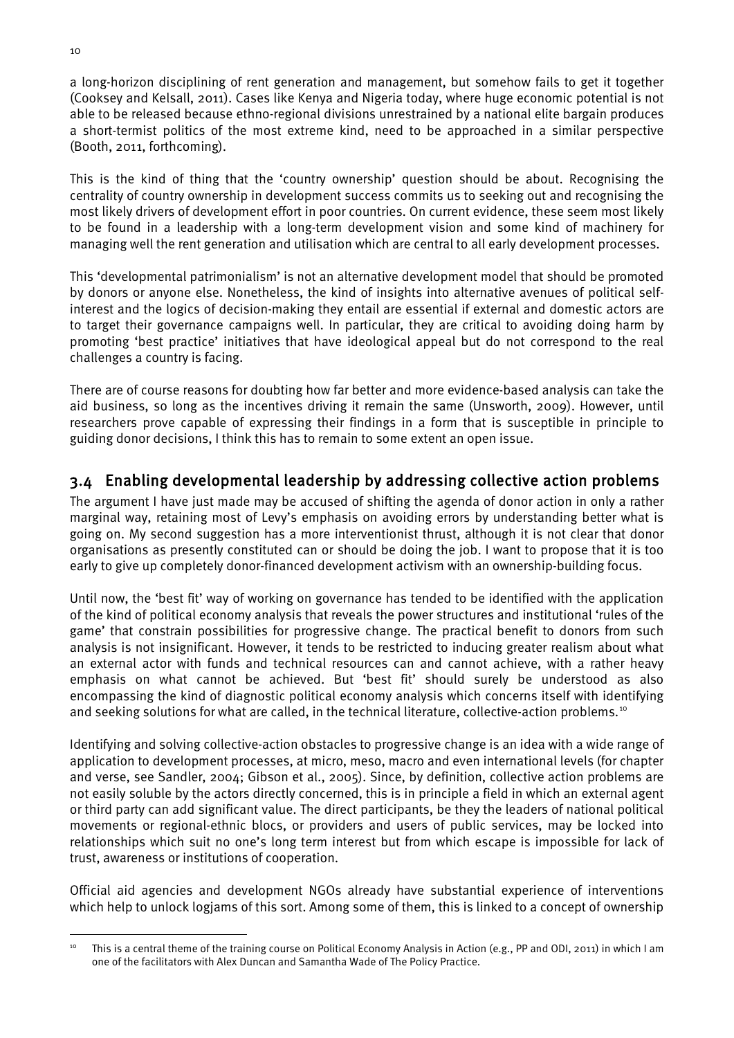a long-horizon disciplining of rent generation and management, but somehow fails to get it together (Cooksey and Kelsall, 2011). Cases like Kenya and Nigeria today, where huge economic potential is not able to be released because ethno-regional divisions unrestrained by a national elite bargain produces a short-termist politics of the most extreme kind, need to be approached in a similar perspective (Booth, 2011, forthcoming).

This is the kind of thing that the 'country ownership' question should be about. Recognising the centrality of country ownership in development success commits us to seeking out and recognising the most likely drivers of development effort in poor countries. On current evidence, these seem most likely to be found in a leadership with a long-term development vision and some kind of machinery for managing well the rent generation and utilisation which are central to all early development processes.

This 'developmental patrimonialism' is not an alternative development model that should be promoted by donors or anyone else. Nonetheless, the kind of insights into alternative avenues of political self-interest and the logics of decision-making they entail are essential if external and domestic actors are to target their governance campaigns well. In particular, they are critical to avoiding doing harm by promoting 'best practice' initiatives that have ideological appeal but do not correspond to the real challenges a country is facing.

There are of course reasons for doubting how far better and more evidence-based analysis can take the aid business, so long as the incentives driving it remain the same (Unsworth, 2009). However, until researchers prove capable of expressing their findings in a form that is susceptible in principle to guiding donor decisions, I think this has to remain to some extent an open issue.

## 3.4 Enabling developmental leadership by addressing collective action problems

The argument I have just made may be accused of shifting the agenda of donor action in only a rather marginal way, retaining most of Levy's emphasis on avoiding errors by understanding better what is going on. My second suggestion has a more interventionist thrust, although it is not clear that donor organisations as presently constituted can or should be doing the job. I want to propose that it is too early to give up completely donor-financed development activism with an ownership-building focus.

Until now, the 'best fit' way of working on governance has tended to be identified with the application of the kind of political economy analysis that reveals the power structures and institutional 'rules of the game' that constrain possibilities for progressive change. The practical benefit to donors from such analysis is not insignificant. However, it tends to be restricted to inducing greater realism about what an external actor with funds and technical resources can and cannot achieve, with a rather heavy emphasis on what cannot be achieved. But 'best fit' should surely be understood as also encompassing the kind of diagnostic political economy analysis which concerns itself with identifying and seeking solutions for what are called, in the technical literature, collective-action problems.[10]

Identifying and solving collective-action obstacles to progressive change is an idea with a wide range of application to development processes, at micro, meso, macro and even international levels (for chapter and verse, see Sandler, 2004; Gibson et al., 2005). Since, by definition, collective action problems are not easily soluble by the actors directly concerned, this is in principle a field in which an external agent or third party can add significant value. The direct participants, be they the leaders of national political movements or regional-ethnic blocs, or providers and users of public services, may be locked into relationships which suit no one's long term interest but from which escape is impossible for lack of trust, awareness or institutions of cooperation.

Official aid agencies and development NGOs already have substantial experience of interventions which help to unlock logjams of this sort. Among some of them, this is linked to a concept of ownership

---

[10] This is a central theme of the training course on Political Economy Analysis in Action (e.g., PP and ODI, 2011) in which I am one of the facilitators with Alex Duncan and Samantha Wade of The Policy Practice.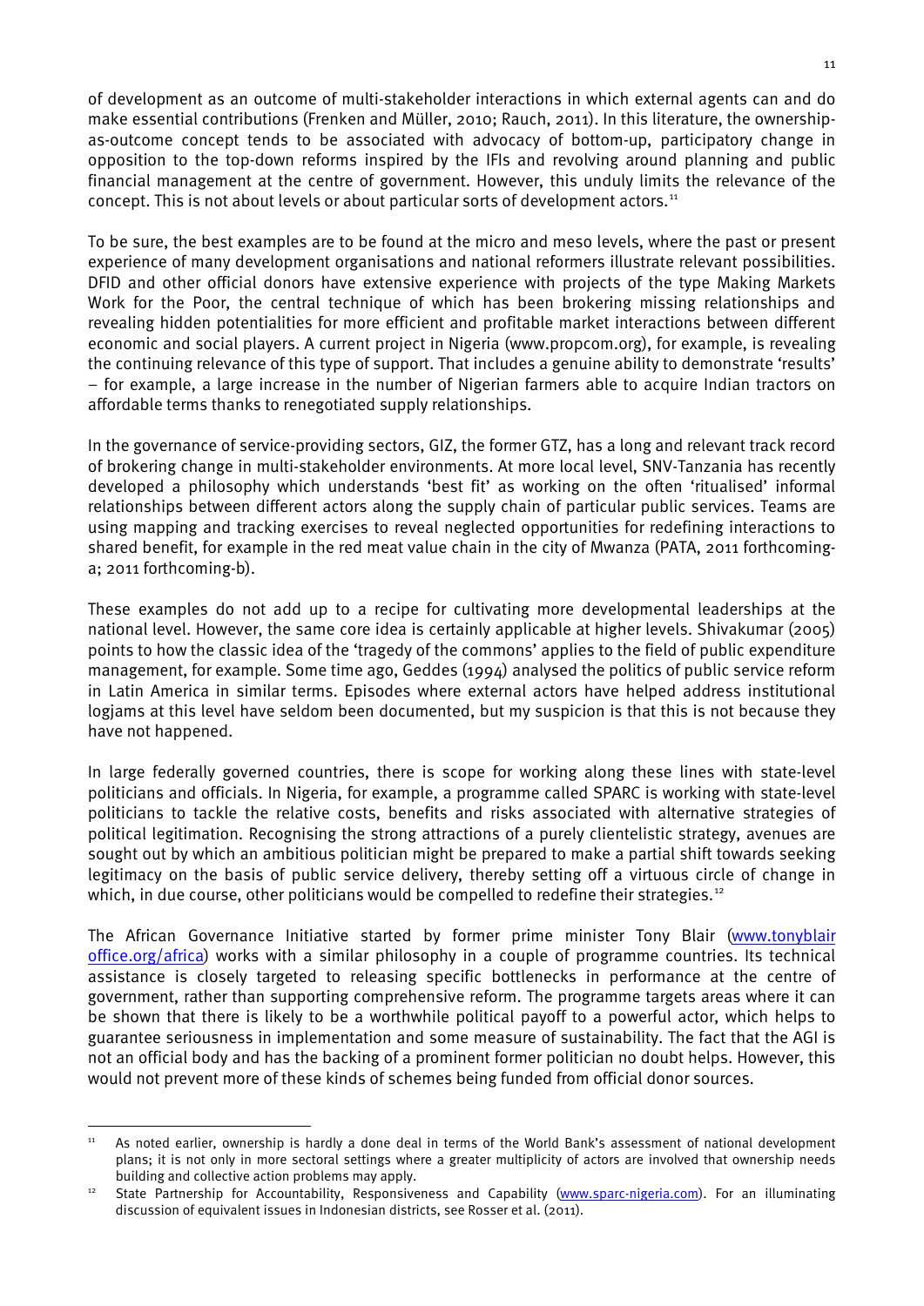of development as an outcome of multi-stakeholder interactions in which external agents can and do make essential contributions (Frenken and Müller, 2010; Rauch, 2011). In this literature, the ownership-as-outcome concept tends to be associated with advocacy of bottom-up, participatory change in opposition to the top-down reforms inspired by the IFIs and revolving around planning and public financial management at the centre of government. However, this unduly limits the relevance of the concept. This is not about levels or about particular sorts of development actors.[11]

To be sure, the best examples are to be found at the micro and meso levels, where the past or present experience of many development organisations and national reformers illustrate relevant possibilities. DFID and other official donors have extensive experience with projects of the type Making Markets Work for the Poor, the central technique of which has been brokering missing relationships and revealing hidden potentialities for more efficient and profitable market interactions between different economic and social players. A current project in Nigeria (www.propcom.org), for example, is revealing the continuing relevance of this type of support. That includes a genuine ability to demonstrate 'results' – for example, a large increase in the number of Nigerian farmers able to acquire Indian tractors on affordable terms thanks to renegotiated supply relationships.

In the governance of service-providing sectors, GIZ, the former GTZ, has a long and relevant track record of brokering change in multi-stakeholder environments. At more local level, SNV-Tanzania has recently developed a philosophy which understands 'best fit' as working on the often 'ritualised' informal relationships between different actors along the supply chain of particular public services. Teams are using mapping and tracking exercises to reveal neglected opportunities for redefining interactions to shared benefit, for example in the red meat value chain in the city of Mwanza (PATA, 2011 forthcoming-a; 2011 forthcoming-b).

These examples do not add up to a recipe for cultivating more developmental leaderships at the national level. However, the same core idea is certainly applicable at higher levels. Shivakumar (2005) points to how the classic idea of the 'tragedy of the commons' applies to the field of public expenditure management, for example. Some time ago, Geddes (1994) analysed the politics of public service reform in Latin America in similar terms. Episodes where external actors have helped address institutional logjams at this level have seldom been documented, but my suspicion is that this is not because they have not happened.

In large federally governed countries, there is scope for working along these lines with state-level politicians and officials. In Nigeria, for example, a programme called SPARC is working with state-level politicians to tackle the relative costs, benefits and risks associated with alternative strategies of political legitimation. Recognising the strong attractions of a purely clientelistic strategy, avenues are sought out by which an ambitious politician might be prepared to make a partial shift towards seeking legitimacy on the basis of public service delivery, thereby setting off a virtuous circle of change in which, in due course, other politicians would be compelled to redefine their strategies.[12]

The African Governance Initiative started by former prime minister Tony Blair (www.tonyblairoffice.org/africa) works with a similar philosophy in a couple of programme countries. Its technical assistance is closely targeted to releasing specific bottlenecks in performance at the centre of government, rather than supporting comprehensive reform. The programme targets areas where it can be shown that there is likely to be a worthwhile political payoff to a powerful actor, which helps to guarantee seriousness in implementation and some measure of sustainability. The fact that the AGI is not an official body and has the backing of a prominent former politician no doubt helps. However, this would not prevent more of these kinds of schemes being funded from official donor sources.

---

[11] As noted earlier, ownership is hardly a done deal in terms of the World Bank's assessment of national development plans; it is not only in more sectoral settings where a greater multiplicity of actors are involved that ownership needs building and collective action problems may apply.

[12] State Partnership for Accountability, Responsiveness and Capability (www.sparc-nigeria.com). For an illuminating discussion of equivalent issues in Indonesian districts, see Rosser et al. (2011).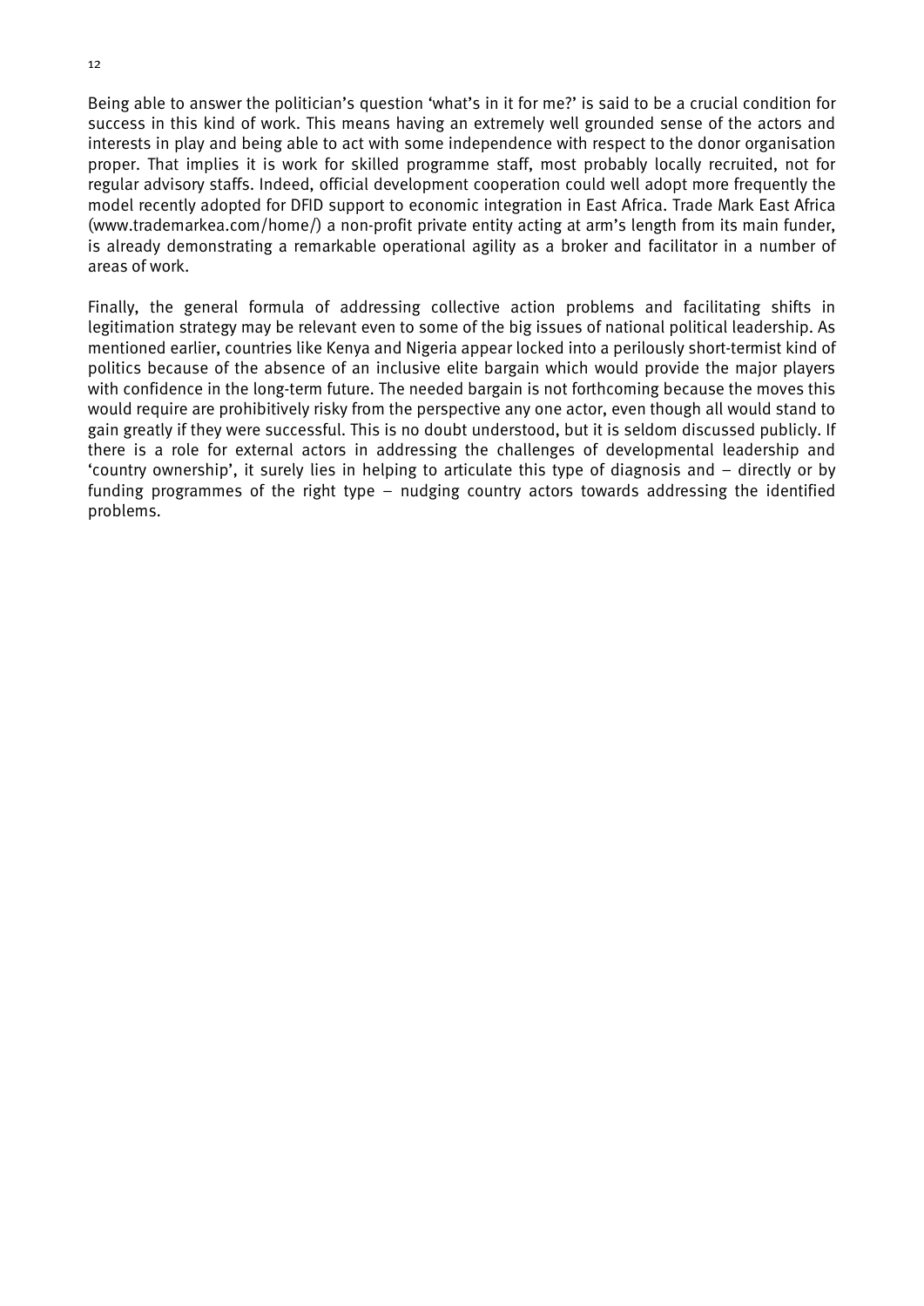Being able to answer the politician's question 'what's in it for me?' is said to be a crucial condition for success in this kind of work. This means having an extremely well grounded sense of the actors and interests in play and being able to act with some independence with respect to the donor organisation proper. That implies it is work for skilled programme staff, most probably locally recruited, not for regular advisory staffs. Indeed, official development cooperation could well adopt more frequently the model recently adopted for DFID support to economic integration in East Africa. Trade Mark East Africa (www.trademarkea.com/home/) a non-profit private entity acting at arm's length from its main funder, is already demonstrating a remarkable operational agility as a broker and facilitator in a number of areas of work.

Finally, the general formula of addressing collective action problems and facilitating shifts in legitimation strategy may be relevant even to some of the big issues of national political leadership. As mentioned earlier, countries like Kenya and Nigeria appear locked into a perilously short-termist kind of politics because of the absence of an inclusive elite bargain which would provide the major players with confidence in the long-term future. The needed bargain is not forthcoming because the moves this would require are prohibitively risky from the perspective any one actor, even though all would stand to gain greatly if they were successful. This is no doubt understood, but it is seldom discussed publicly. If there is a role for external actors in addressing the challenges of developmental leadership and 'country ownership', it surely lies in helping to articulate this type of diagnosis and – directly or by funding programmes of the right type – nudging country actors towards addressing the identified problems.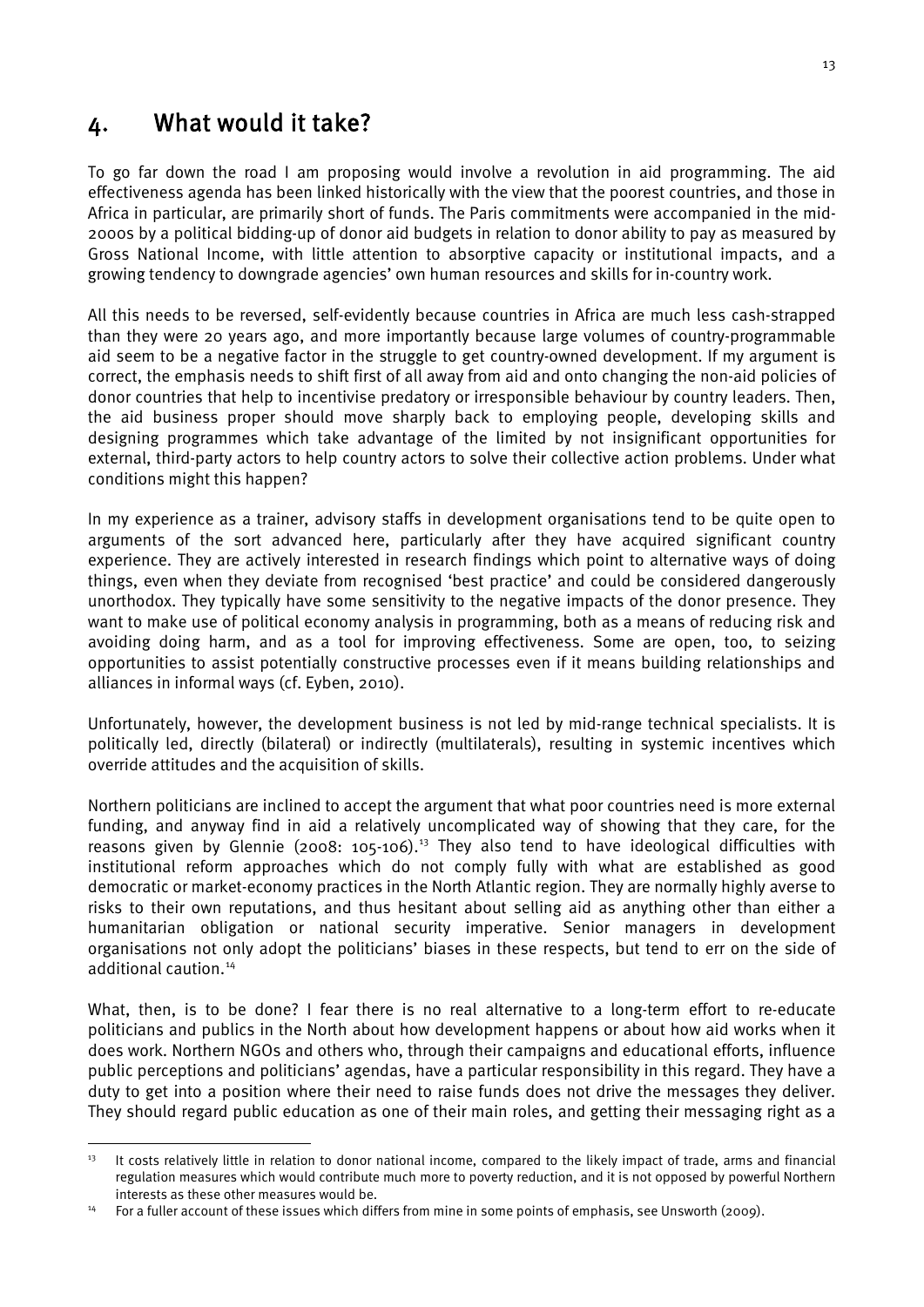## 4. What would it take?

To go far down the road I am proposing would involve a revolution in aid programming. The aid effectiveness agenda has been linked historically with the view that the poorest countries, and those in Africa in particular, are primarily short of funds. The Paris commitments were accompanied in the mid-2000s by a political bidding-up of donor aid budgets in relation to donor ability to pay as measured by Gross National Income, with little attention to absorptive capacity or institutional impacts, and a growing tendency to downgrade agencies' own human resources and skills for in-country work.

All this needs to be reversed, self-evidently because countries in Africa are much less cash-strapped than they were 20 years ago, and more importantly because large volumes of country-programmable aid seem to be a negative factor in the struggle to get country-owned development. If my argument is correct, the emphasis needs to shift first of all away from aid and onto changing the non-aid policies of donor countries that help to incentivise predatory or irresponsible behaviour by country leaders. Then, the aid business proper should move sharply back to employing people, developing skills and designing programmes which take advantage of the limited by not insignificant opportunities for external, third-party actors to help country actors to solve their collective action problems. Under what conditions might this happen?

In my experience as a trainer, advisory staffs in development organisations tend to be quite open to arguments of the sort advanced here, particularly after they have acquired significant country experience. They are actively interested in research findings which point to alternative ways of doing things, even when they deviate from recognised 'best practice' and could be considered dangerously unorthodox. They typically have some sensitivity to the negative impacts of the donor presence. They want to make use of political economy analysis in programming, both as a means of reducing risk and avoiding doing harm, and as a tool for improving effectiveness. Some are open, too, to seizing opportunities to assist potentially constructive processes even if it means building relationships and alliances in informal ways (cf. Eyben, 2010).

Unfortunately, however, the development business is not led by mid-range technical specialists. It is politically led, directly (bilateral) or indirectly (multilaterals), resulting in systemic incentives which override attitudes and the acquisition of skills.

Northern politicians are inclined to accept the argument that what poor countries need is more external funding, and anyway find in aid a relatively uncomplicated way of showing that they care, for the reasons given by Glennie (2008: 105-106).[13] They also tend to have ideological difficulties with institutional reform approaches which do not comply fully with what are established as good democratic or market-economy practices in the North Atlantic region. They are normally highly averse to risks to their own reputations, and thus hesitant about selling aid as anything other than either a humanitarian obligation or national security imperative. Senior managers in development organisations not only adopt the politicians' biases in these respects, but tend to err on the side of additional caution.[14]

What, then, is to be done? I fear there is no real alternative to a long-term effort to re-educate politicians and publics in the North about how development happens or about how aid works when it does work. Northern NGOs and others who, through their campaigns and educational efforts, influence public perceptions and politicians' agendas, have a particular responsibility in this regard. They have a duty to get into a position where their need to raise funds does not drive the messages they deliver. They should regard public education as one of their main roles, and getting their messaging right as a

[13] It costs relatively little in relation to donor national income, compared to the likely impact of trade, arms and financial regulation measures which would contribute much more to poverty reduction, and it is not opposed by powerful Northern interests as these other measures would be.

[14] For a fuller account of these issues which differs from mine in some points of emphasis, see Unsworth (2009).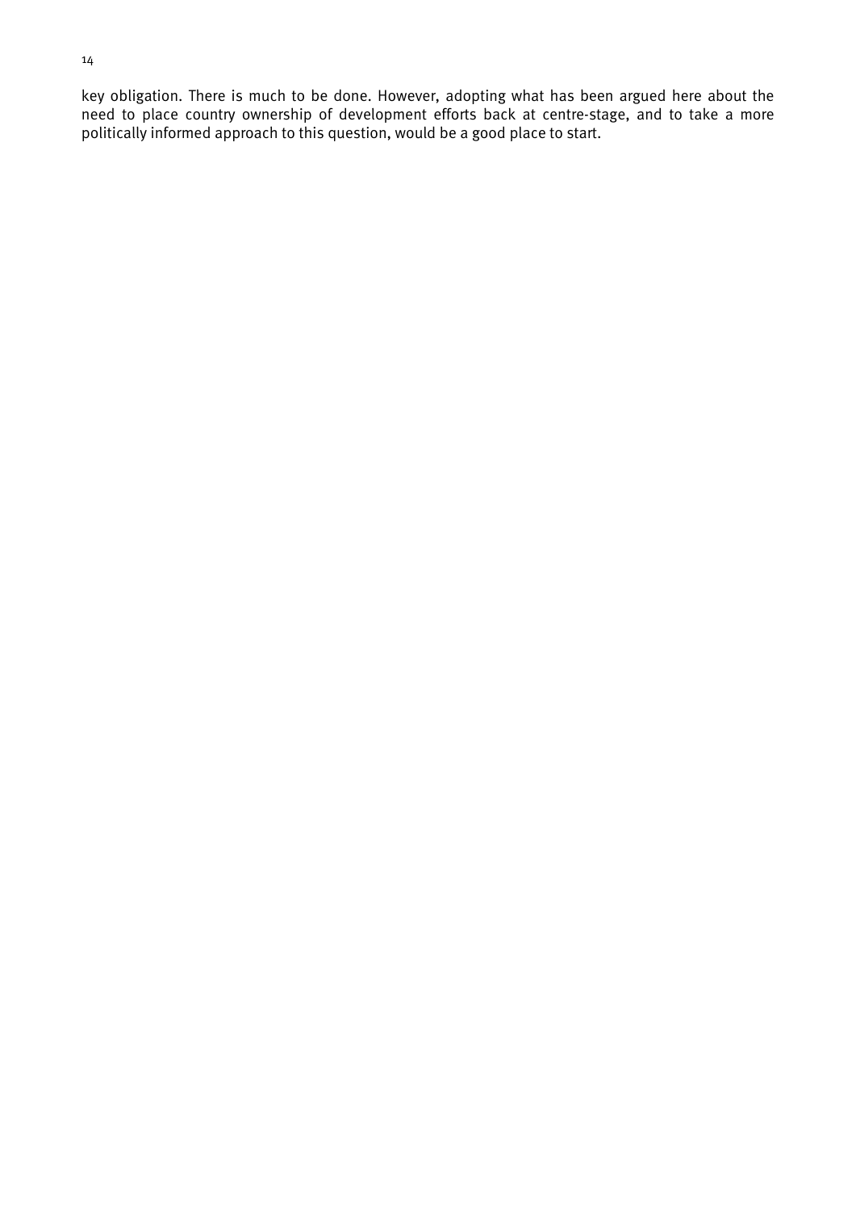key obligation. There is much to be done. However, adopting what has been argued here about the need to place country ownership of development efforts back at centre-stage, and to take a more politically informed approach to this question, would be a good place to start.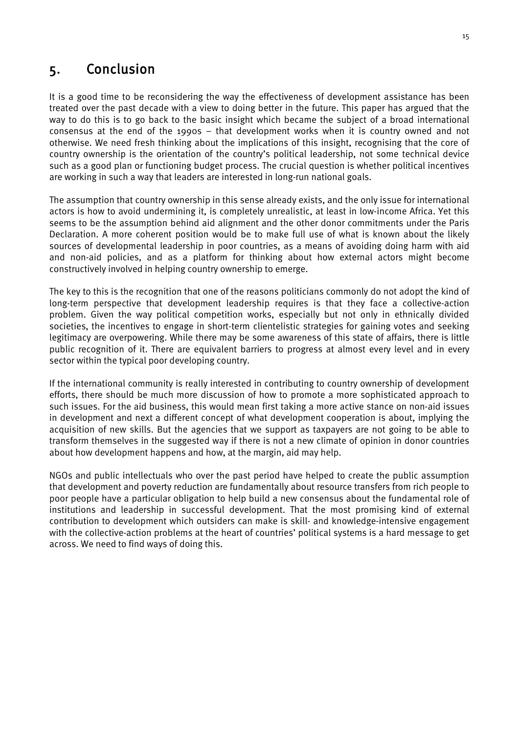# 5. Conclusion

It is a good time to be reconsidering the way the effectiveness of development assistance has been treated over the past decade with a view to doing better in the future. This paper has argued that the way to do this is to go back to the basic insight which became the subject of a broad international consensus at the end of the 1990s – that development works when it is country owned and not otherwise. We need fresh thinking about the implications of this insight, recognising that the core of country ownership is the orientation of the country's political leadership, not some technical device such as a good plan or functioning budget process. The crucial question is whether political incentives are working in such a way that leaders are interested in long-run national goals.

The assumption that country ownership in this sense already exists, and the only issue for international actors is how to avoid undermining it, is completely unrealistic, at least in low-income Africa. Yet this seems to be the assumption behind aid alignment and the other donor commitments under the Paris Declaration. A more coherent position would be to make full use of what is known about the likely sources of developmental leadership in poor countries, as a means of avoiding doing harm with aid and non-aid policies, and as a platform for thinking about how external actors might become constructively involved in helping country ownership to emerge.

The key to this is the recognition that one of the reasons politicians commonly do not adopt the kind of long-term perspective that development leadership requires is that they face a collective-action problem. Given the way political competition works, especially but not only in ethnically divided societies, the incentives to engage in short-term clientelistic strategies for gaining votes and seeking legitimacy are overpowering. While there may be some awareness of this state of affairs, there is little public recognition of it. There are equivalent barriers to progress at almost every level and in every sector within the typical poor developing country.

If the international community is really interested in contributing to country ownership of development efforts, there should be much more discussion of how to promote a more sophisticated approach to such issues. For the aid business, this would mean first taking a more active stance on non-aid issues in development and next a different concept of what development cooperation is about, implying the acquisition of new skills. But the agencies that we support as taxpayers are not going to be able to transform themselves in the suggested way if there is not a new climate of opinion in donor countries about how development happens and how, at the margin, aid may help.

NGOs and public intellectuals who over the past period have helped to create the public assumption that development and poverty reduction are fundamentally about resource transfers from rich people to poor people have a particular obligation to help build a new consensus about the fundamental role of institutions and leadership in successful development. That the most promising kind of external contribution to development which outsiders can make is skill- and knowledge-intensive engagement with the collective-action problems at the heart of countries' political systems is a hard message to get across. We need to find ways of doing this.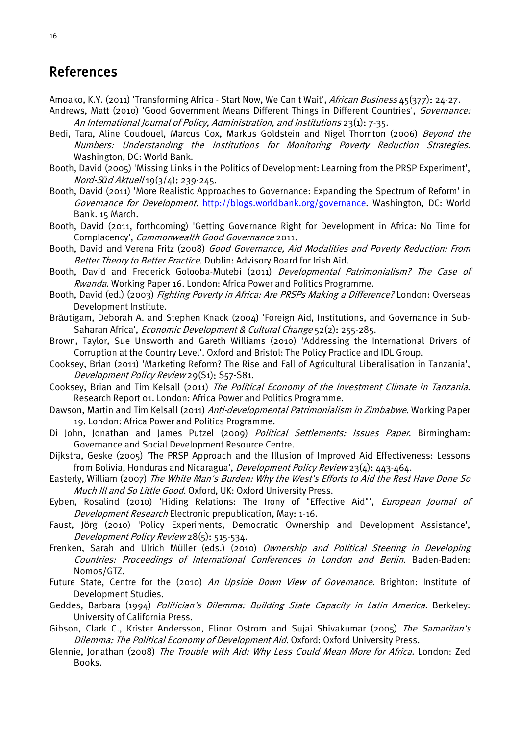## References

Amoako, K.Y. (2011) 'Transforming Africa - Start Now, We Can't Wait', *African Business* 45(377): 24-27.

Andrews, Matt (2010) 'Good Government Means Different Things in Different Countries', *Governance: An International Journal of Policy, Administration, and Institutions* 23(1): 7-35.

Bedi, Tara, Aline Coudouel, Marcus Cox, Markus Goldstein and Nigel Thornton (2006) *Beyond the Numbers: Understanding the Institutions for Monitoring Poverty Reduction Strategies.* Washington, DC: World Bank.

Booth, David (2005) 'Missing Links in the Politics of Development: Learning from the PRSP Experiment', *Nord-Süd Aktuell* 19(3/4): 239-245.

Booth, David (2011) 'More Realistic Approaches to Governance: Expanding the Spectrum of Reform' in *Governance for Development*. http://blogs.worldbank.org/governance. Washington, DC: World Bank. 15 March.

Booth, David (2011, forthcoming) 'Getting Governance Right for Development in Africa: No Time for Complacency', *Commonwealth Good Governance* 2011.

Booth, David and Verena Fritz (2008) *Good Governance, Aid Modalities and Poverty Reduction: From Better Theory to Better Practice.* Dublin: Advisory Board for Irish Aid.

Booth, David and Frederick Golooba-Mutebi (2011) *Developmental Patrimonialism? The Case of Rwanda*. Working Paper 16. London: Africa Power and Politics Programme.

Booth, David (ed.) (2003) *Fighting Poverty in Africa: Are PRSPs Making a Difference?* London: Overseas Development Institute.

Bräutigam, Deborah A. and Stephen Knack (2004) 'Foreign Aid, Institutions, and Governance in Sub-Saharan Africa', *Economic Development & Cultural Change* 52(2): 255-285.

Brown, Taylor, Sue Unsworth and Gareth Williams (2010) 'Addressing the International Drivers of Corruption at the Country Level'. Oxford and Bristol: The Policy Practice and IDL Group.

Cooksey, Brian (2011) 'Marketing Reform? The Rise and Fall of Agricultural Liberalisation in Tanzania', *Development Policy Review* 29(S1): S57-S81.

Cooksey, Brian and Tim Kelsall (2011) *The Political Economy of the Investment Climate in Tanzania*. Research Report 01. London: Africa Power and Politics Programme.

Dawson, Martin and Tim Kelsall (2011) *Anti-developmental Patrimonialism in Zimbabwe*. Working Paper 19. London: Africa Power and Politics Programme.

Di John, Jonathan and James Putzel (2009) *Political Settlements: Issues Paper*. Birmingham: Governance and Social Development Resource Centre.

Dijkstra, Geske (2005) 'The PRSP Approach and the Illusion of Improved Aid Effectiveness: Lessons from Bolivia, Honduras and Nicaragua', *Development Policy Review* 23(4): 443-464.

Easterly, William (2007) *The White Man's Burden: Why the West's Efforts to Aid the Rest Have Done So Much Ill and So Little Good.* Oxford, UK: Oxford University Press.

Eyben, Rosalind (2010) 'Hiding Relations: The Irony of "Effective Aid"', *European Journal of Development Research* Electronic prepublication, May: 1-16.

Faust, Jörg (2010) 'Policy Experiments, Democratic Ownership and Development Assistance', *Development Policy Review* 28(5): 515-534.

Frenken, Sarah and Ulrich Müller (eds.) (2010) *Ownership and Political Steering in Developing Countries: Proceedings of International Conferences in London and Berlin.* Baden-Baden: Nomos/GTZ.

Future State, Centre for the (2010) *An Upside Down View of Governance.* Brighton: Institute of Development Studies.

Geddes, Barbara (1994) *Politician's Dilemma: Building State Capacity in Latin America.* Berkeley: University of California Press.

Gibson, Clark C., Krister Andersson, Elinor Ostrom and Sujai Shivakumar (2005) *The Samaritan's Dilemma: The Political Economy of Development Aid.* Oxford: Oxford University Press.

Glennie, Jonathan (2008) *The Trouble with Aid: Why Less Could Mean More for Africa.* London: Zed Books.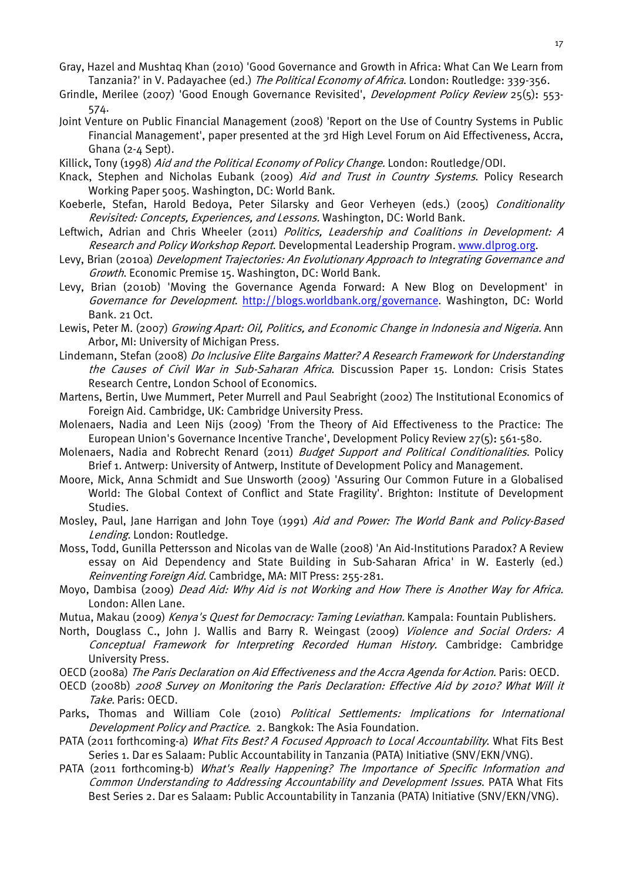Gray, Hazel and Mushtaq Khan (2010) 'Good Governance and Growth in Africa: What Can We Learn from Tanzania?' in V. Padayachee (ed.) *The Political Economy of Africa*. London: Routledge: 339-356.

Grindle, Merilee (2007) 'Good Enough Governance Revisited', *Development Policy Review* 25(5): 553-574.

Joint Venture on Public Financial Management (2008) 'Report on the Use of Country Systems in Public Financial Management', paper presented at the 3rd High Level Forum on Aid Effectiveness, Accra, Ghana (2-4 Sept).

Killick, Tony (1998) *Aid and the Political Economy of Policy Change.* London: Routledge/ODI.

Knack, Stephen and Nicholas Eubank (2009) *Aid and Trust in Country Systems*. Policy Research Working Paper 5005. Washington, DC: World Bank.

Koeberle, Stefan, Harold Bedoya, Peter Silarsky and Geor Verheyen (eds.) (2005) *Conditionality Revisited: Concepts, Experiences, and Lessons.* Washington, DC: World Bank.

Leftwich, Adrian and Chris Wheeler (2011) *Politics, Leadership and Coalitions in Development: A Research and Policy Workshop Report*. Developmental Leadership Program. www.dlprog.org.

Levy, Brian (2010a) *Development Trajectories: An Evolutionary Approach to Integrating Governance and Growth*. Economic Premise 15. Washington, DC: World Bank.

Levy, Brian (2010b) 'Moving the Governance Agenda Forward: A New Blog on Development' in *Governance for Development*. http://blogs.worldbank.org/governance. Washington, DC: World Bank. 21 Oct.

Lewis, Peter M. (2007) *Growing Apart: Oil, Politics, and Economic Change in Indonesia and Nigeria.* Ann Arbor, MI: University of Michigan Press.

Lindemann, Stefan (2008) *Do Inclusive Elite Bargains Matter? A Research Framework for Understanding the Causes of Civil War in Sub-Saharan Africa*. Discussion Paper 15. London: Crisis States Research Centre, London School of Economics.

Martens, Bertin, Uwe Mummert, Peter Murrell and Paul Seabright (2002) The Institutional Economics of Foreign Aid. Cambridge, UK: Cambridge University Press.

Molenaers, Nadia and Leen Nijs (2009) 'From the Theory of Aid Effectiveness to the Practice: The European Union's Governance Incentive Tranche', Development Policy Review 27(5): 561-580.

Molenaers, Nadia and Robrecht Renard (2011) *Budget Support and Political Conditionalities*. Policy Brief 1. Antwerp: University of Antwerp, Institute of Development Policy and Management.

Moore, Mick, Anna Schmidt and Sue Unsworth (2009) 'Assuring Our Common Future in a Globalised World: The Global Context of Conflict and State Fragility'. Brighton: Institute of Development Studies.

Mosley, Paul, Jane Harrigan and John Toye (1991) *Aid and Power: The World Bank and Policy-Based Lending.* London: Routledge.

Moss, Todd, Gunilla Pettersson and Nicolas van de Walle (2008) 'An Aid-Institutions Paradox? A Review essay on Aid Dependency and State Building in Sub-Saharan Africa' in W. Easterly (ed.) *Reinventing Foreign Aid*. Cambridge, MA: MIT Press: 255-281.

Moyo, Dambisa (2009) *Dead Aid: Why Aid is not Working and How There is Another Way for Africa.* London: Allen Lane.

Mutua, Makau (2009) *Kenya's Quest for Democracy: Taming Leviathan.* Kampala: Fountain Publishers.

North, Douglass C., John J. Wallis and Barry R. Weingast (2009) *Violence and Social Orders: A Conceptual Framework for Interpreting Recorded Human History.* Cambridge: Cambridge University Press.

OECD (2008a) *The Paris Declaration on Aid Effectiveness and the Accra Agenda for Action.* Paris: OECD.

OECD (2008b) *2008 Survey on Monitoring the Paris Declaration: Effective Aid by 2010? What Will it Take.* Paris: OECD.

Parks, Thomas and William Cole (2010) *Political Settlements: Implications for International Development Policy and Practice*. 2. Bangkok: The Asia Foundation.

PATA (2011 forthcoming-a) *What Fits Best? A Focused Approach to Local Accountability*. What Fits Best Series 1. Dar es Salaam: Public Accountability in Tanzania (PATA) Initiative (SNV/EKN/VNG).

PATA (2011 forthcoming-b) *What's Really Happening? The Importance of Specific Information and Common Understanding to Addressing Accountability and Development Issues*. PATA What Fits Best Series 2. Dar es Salaam: Public Accountability in Tanzania (PATA) Initiative (SNV/EKN/VNG).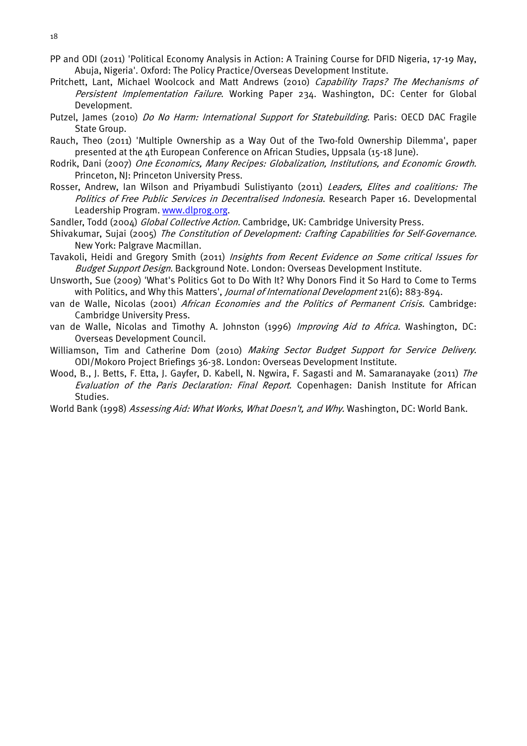PP and ODI (2011) 'Political Economy Analysis in Action: A Training Course for DFID Nigeria, 17-19 May, Abuja, Nigeria'. Oxford: The Policy Practice/Overseas Development Institute.

Pritchett, Lant, Michael Woolcock and Matt Andrews (2010) *Capability Traps? The Mechanisms of Persistent Implementation Failure*. Working Paper 234. Washington, DC: Center for Global Development.

Putzel, James (2010) *Do No Harm: International Support for Statebuilding*. Paris: OECD DAC Fragile State Group.

Rauch, Theo (2011) 'Multiple Ownership as a Way Out of the Two-fold Ownership Dilemma', paper presented at the 4th European Conference on African Studies, Uppsala (15-18 June).

Rodrik, Dani (2007) *One Economics, Many Recipes: Globalization, Institutions, and Economic Growth.* Princeton, NJ: Princeton University Press.

Rosser, Andrew, Ian Wilson and Priyambudi Sulistiyanto (2011) *Leaders, Elites and coalitions: The Politics of Free Public Services in Decentralised Indonesia*. Research Paper 16. Developmental Leadership Program. www.dlprog.org.

Sandler, Todd (2004) *Global Collective Action.* Cambridge, UK: Cambridge University Press.

Shivakumar, Sujai (2005) *The Constitution of Development: Crafting Capabilities for Self-Governance.* New York: Palgrave Macmillan.

Tavakoli, Heidi and Gregory Smith (2011) *Insights from Recent Evidence on Some critical Issues for Budget Support Design*. Background Note. London: Overseas Development Institute.

Unsworth, Sue (2009) 'What's Politics Got to Do With It? Why Donors Find it So Hard to Come to Terms with Politics, and Why this Matters', *Journal of International Development* 21(6): 883-894.

van de Walle, Nicolas (2001) *African Economies and the Politics of Permanent Crisis.* Cambridge: Cambridge University Press.

van de Walle, Nicolas and Timothy A. Johnston (1996) *Improving Aid to Africa.* Washington, DC: Overseas Development Council.

Williamson, Tim and Catherine Dom (2010) *Making Sector Budget Support for Service Delivery*. ODI/Mokoro Project Briefings 36-38. London: Overseas Development Institute.

Wood, B., J. Betts, F. Etta, J. Gayfer, D. Kabell, N. Ngwira, F. Sagasti and M. Samaranayake (2011) *The Evaluation of the Paris Declaration: Final Report*. Copenhagen: Danish Institute for African Studies.

World Bank (1998) *Assessing Aid: What Works, What Doesn't, and Why.* Washington, DC: World Bank.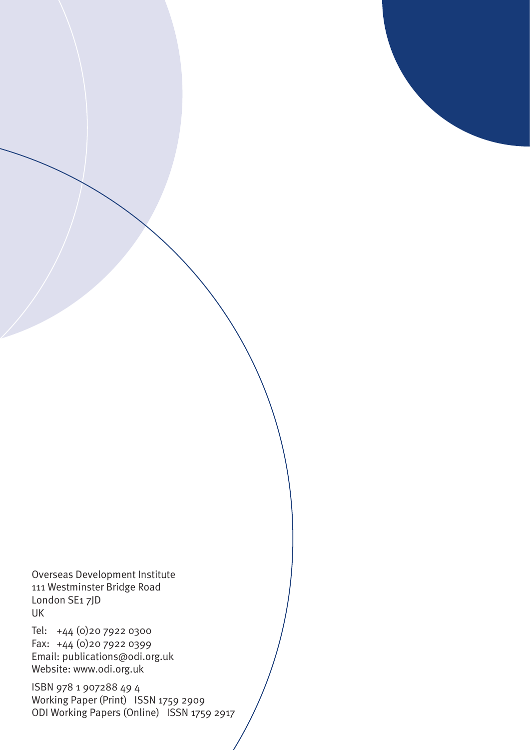Overseas Development Institute
111 Westminster Bridge Road
London SE1 7JD
UK

Tel: +44 (0)20 7922 0300
Fax: +44 (0)20 7922 0399
Email: publications@odi.org.uk
Website: www.odi.org.uk

ISBN 978 1 907288 49 4
Working Paper (Print) ISSN 1759 2909
ODI Working Papers (Online) ISSN 1759 2917